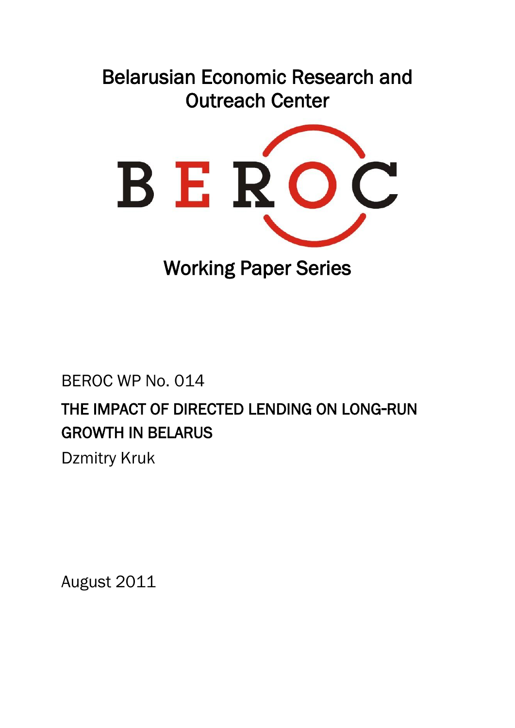Belarusian Economic Research and Outreach Center

BEROC

Working Paper Series

BEROC WP No. 014

# THE IMPACT OF DIRECTED LENDING ON LONG-RUN GROWTH IN BELARUS

Dzmitry Kruk

August 2011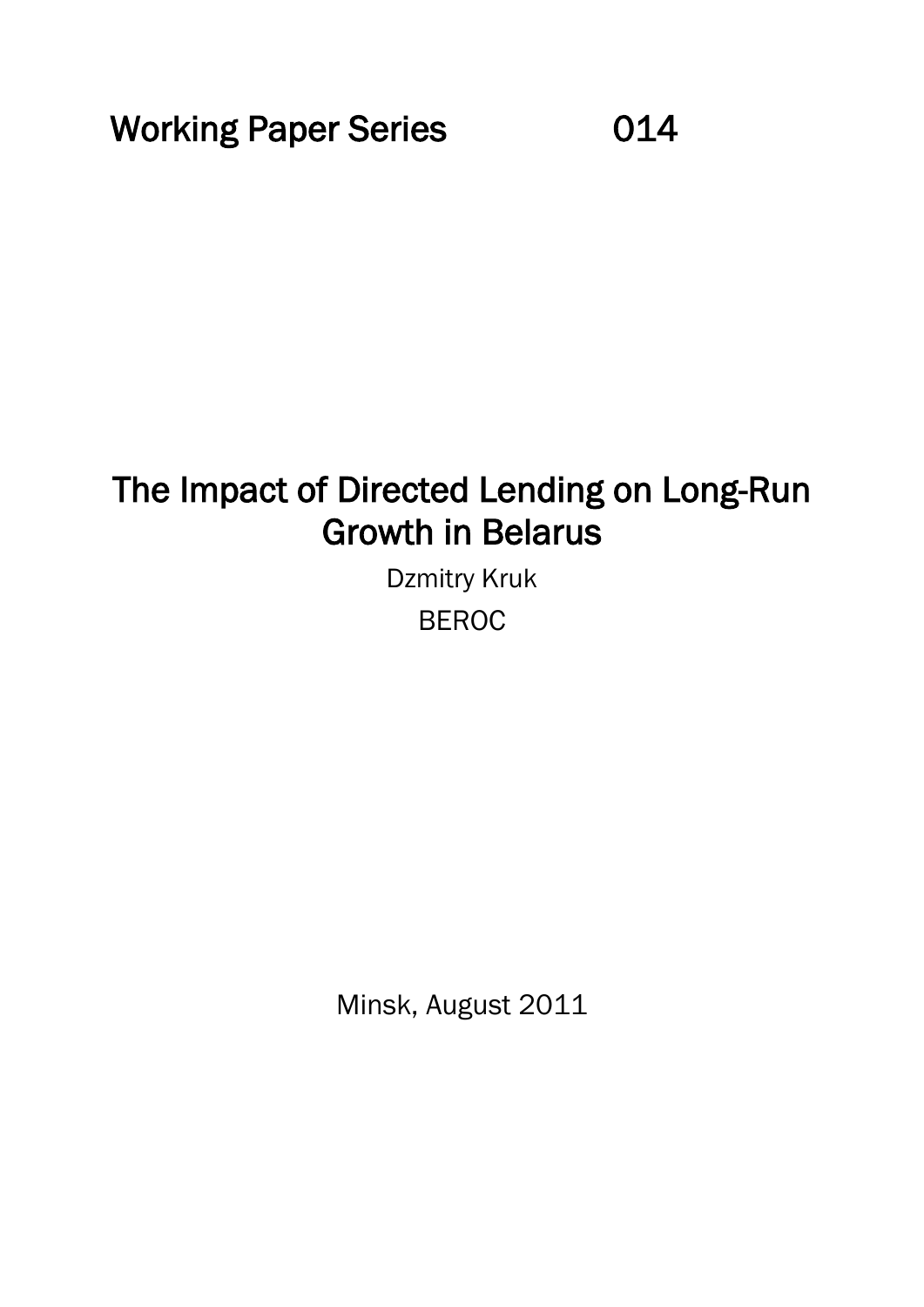Working Paper Series 014

# The Impact of Directed Lending on Long-Run Growth in Belarus

Dzmitry Kruk

BEROC

Minsk, August 2011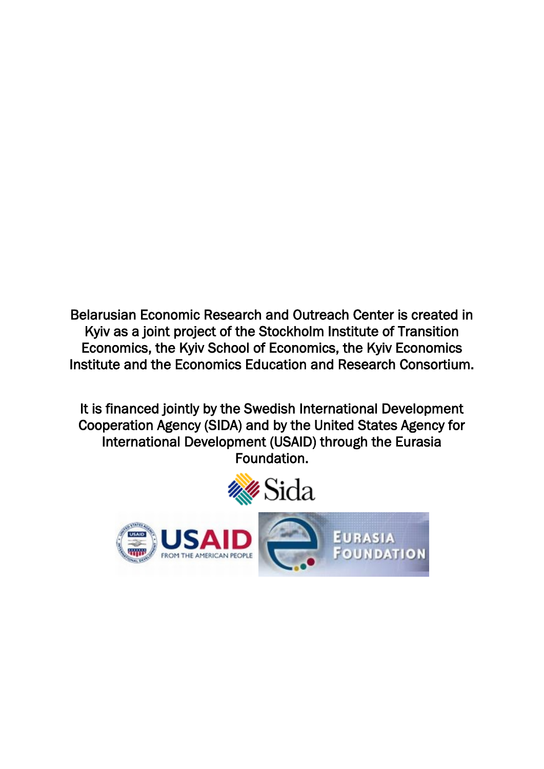Belarusian Economic Research and Outreach Center is created in Kyiv as a joint project of the Stockholm Institute of Transition Economics, the Kyiv School of Economics, the Kyiv Economics Institute and the Economics Education and Research Consortium.

It is financed jointly by the Swedish International Development Cooperation Agency (SIDA) and by the United States Agency for International Development (USAID) through the Eurasia Foundation.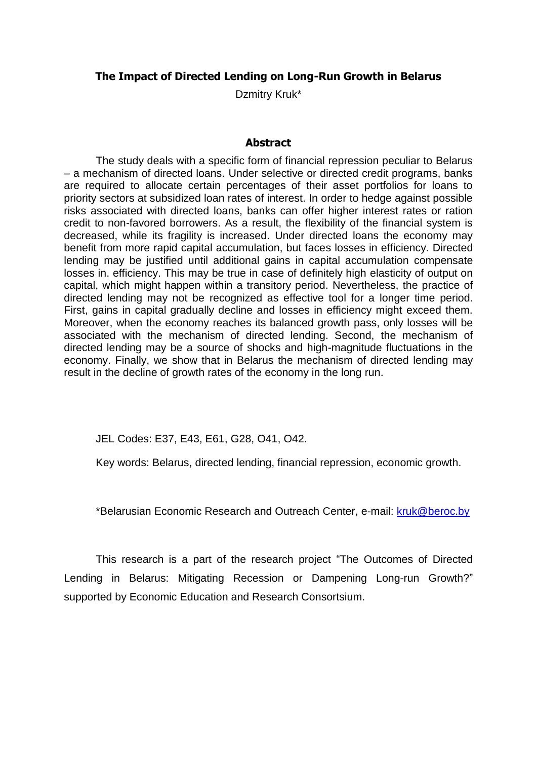# The Impact of Directed Lending on Long-Run Growth in Belarus

Dzmitry Kruk*

## Abstract

The study deals with a specific form of financial repression peculiar to Belarus – a mechanism of directed loans. Under selective or directed credit programs, banks are required to allocate certain percentages of their asset portfolios for loans to priority sectors at subsidized loan rates of interest. In order to hedge against possible risks associated with directed loans, banks can offer higher interest rates or ration credit to non-favored borrowers. As a result, the flexibility of the financial system is decreased, while its fragility is increased. Under directed loans the economy may benefit from more rapid capital accumulation, but faces losses in efficiency. Directed lending may be justified until additional gains in capital accumulation compensate losses in. efficiency. This may be true in case of definitely high elasticity of output on capital, which might happen within a transitory period. Nevertheless, the practice of directed lending may not be recognized as effective tool for a longer time period. First, gains in capital gradually decline and losses in efficiency might exceed them. Moreover, when the economy reaches its balanced growth pass, only losses will be associated with the mechanism of directed lending. Second, the mechanism of directed lending may be a source of shocks and high-magnitude fluctuations in the economy. Finally, we show that in Belarus the mechanism of directed lending may result in the decline of growth rates of the economy in the long run.

JEL Codes: E37, E43, E61, G28, O41, O42.

Key words: Belarus, directed lending, financial repression, economic growth.

*Belarusian Economic Research and Outreach Center, e-mail: kruk@beroc.by

This research is a part of the research project "The Outcomes of Directed Lending in Belarus: Mitigating Recession or Dampening Long-run Growth?" supported by Economic Education and Research Consortsium.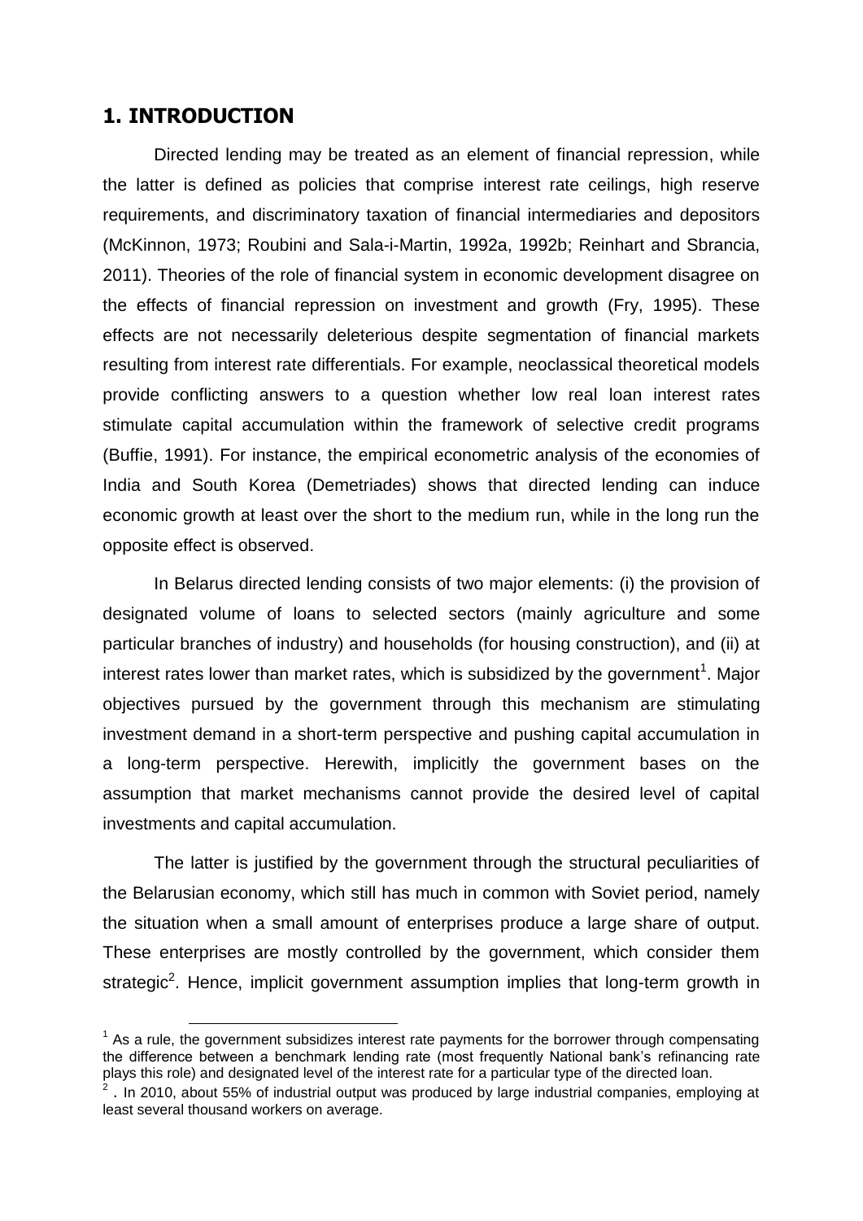## 1. INTRODUCTION

Directed lending may be treated as an element of financial repression, while the latter is defined as policies that comprise interest rate ceilings, high reserve requirements, and discriminatory taxation of financial intermediaries and depositors (McKinnon, 1973; Roubini and Sala-i-Martin, 1992a, 1992b; Reinhart and Sbrancia, 2011). Theories of the role of financial system in economic development disagree on the effects of financial repression on investment and growth (Fry, 1995). These effects are not necessarily deleterious despite segmentation of financial markets resulting from interest rate differentials. For example, neoclassical theoretical models provide conflicting answers to a question whether low real loan interest rates stimulate capital accumulation within the framework of selective credit programs (Buffie, 1991). For instance, the empirical econometric analysis of the economies of India and South Korea (Demetriades) shows that directed lending can induce economic growth at least over the short to the medium run, while in the long run the opposite effect is observed.

In Belarus directed lending consists of two major elements: (i) the provision of designated volume of loans to selected sectors (mainly agriculture and some particular branches of industry) and households (for housing construction), and (ii) at interest rates lower than market rates, which is subsidized by the government[1]. Major objectives pursued by the government through this mechanism are stimulating investment demand in a short-term perspective and pushing capital accumulation in a long-term perspective. Herewith, implicitly the government bases on the assumption that market mechanisms cannot provide the desired level of capital investments and capital accumulation.

The latter is justified by the government through the structural peculiarities of the Belarusian economy, which still has much in common with Soviet period, namely the situation when a small amount of enterprises produce a large share of output. These enterprises are mostly controlled by the government, which consider them strategic[2]. Hence, implicit government assumption implies that long-term growth in

[1] As a rule, the government subsidizes interest rate payments for the borrower through compensating the difference between a benchmark lending rate (most frequently National bank's refinancing rate plays this role) and designated level of the interest rate for a particular type of the directed loan.

[2] . In 2010, about 55% of industrial output was produced by large industrial companies, employing at least several thousand workers on average.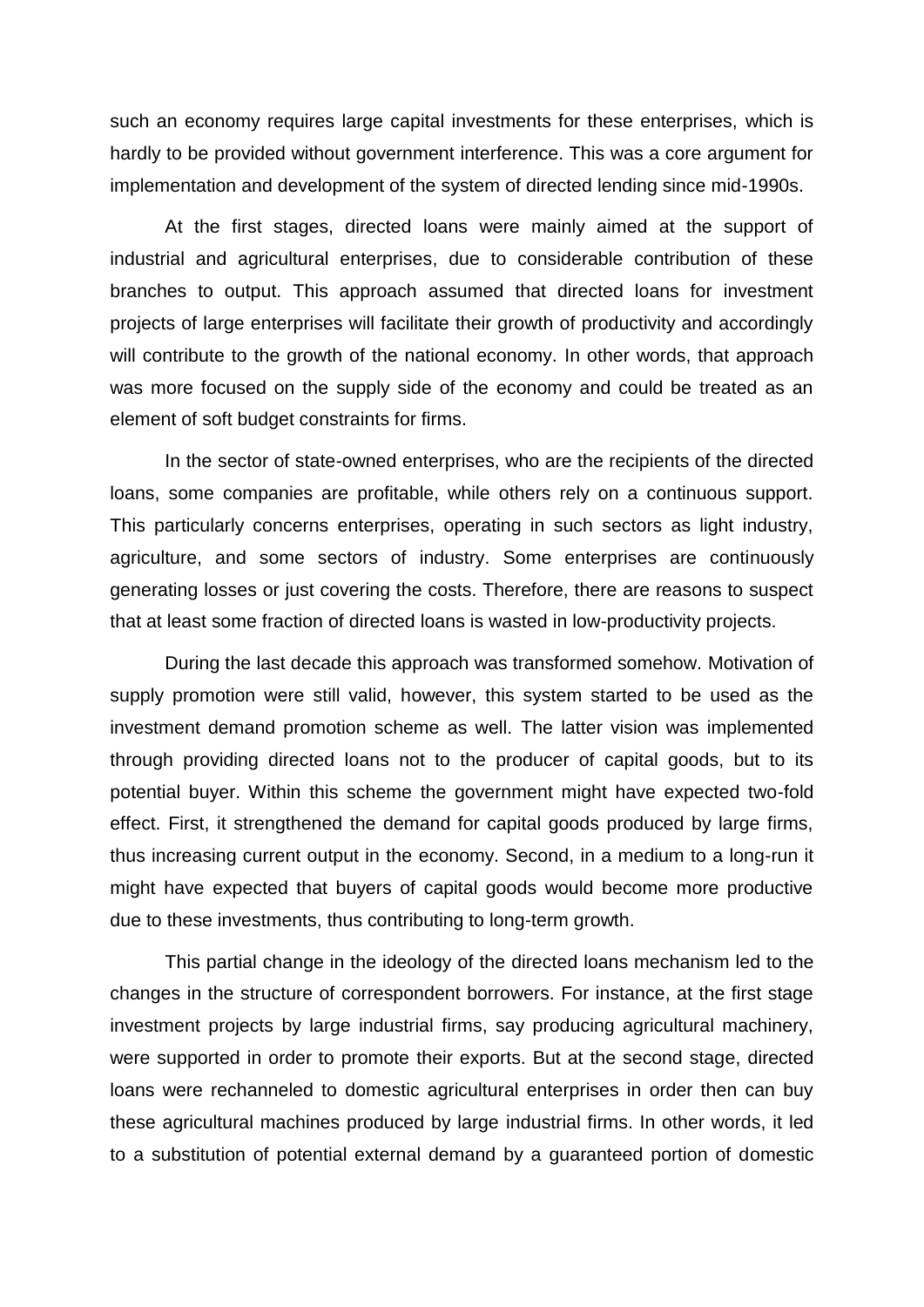such an economy requires large capital investments for these enterprises, which is hardly to be provided without government interference. This was a core argument for implementation and development of the system of directed lending since mid-1990s.

At the first stages, directed loans were mainly aimed at the support of industrial and agricultural enterprises, due to considerable contribution of these branches to output. This approach assumed that directed loans for investment projects of large enterprises will facilitate their growth of productivity and accordingly will contribute to the growth of the national economy. In other words, that approach was more focused on the supply side of the economy and could be treated as an element of soft budget constraints for firms.

In the sector of state-owned enterprises, who are the recipients of the directed loans, some companies are profitable, while others rely on a continuous support. This particularly concerns enterprises, operating in such sectors as light industry, agriculture, and some sectors of industry. Some enterprises are continuously generating losses or just covering the costs. Therefore, there are reasons to suspect that at least some fraction of directed loans is wasted in low-productivity projects.

During the last decade this approach was transformed somehow. Motivation of supply promotion were still valid, however, this system started to be used as the investment demand promotion scheme as well. The latter vision was implemented through providing directed loans not to the producer of capital goods, but to its potential buyer. Within this scheme the government might have expected two-fold effect. First, it strengthened the demand for capital goods produced by large firms, thus increasing current output in the economy. Second, in a medium to a long-run it might have expected that buyers of capital goods would become more productive due to these investments, thus contributing to long-term growth.

This partial change in the ideology of the directed loans mechanism led to the changes in the structure of correspondent borrowers. For instance, at the first stage investment projects by large industrial firms, say producing agricultural machinery, were supported in order to promote their exports. But at the second stage, directed loans were rechanneled to domestic agricultural enterprises in order then can buy these agricultural machines produced by large industrial firms. In other words, it led to a substitution of potential external demand by a guaranteed portion of domestic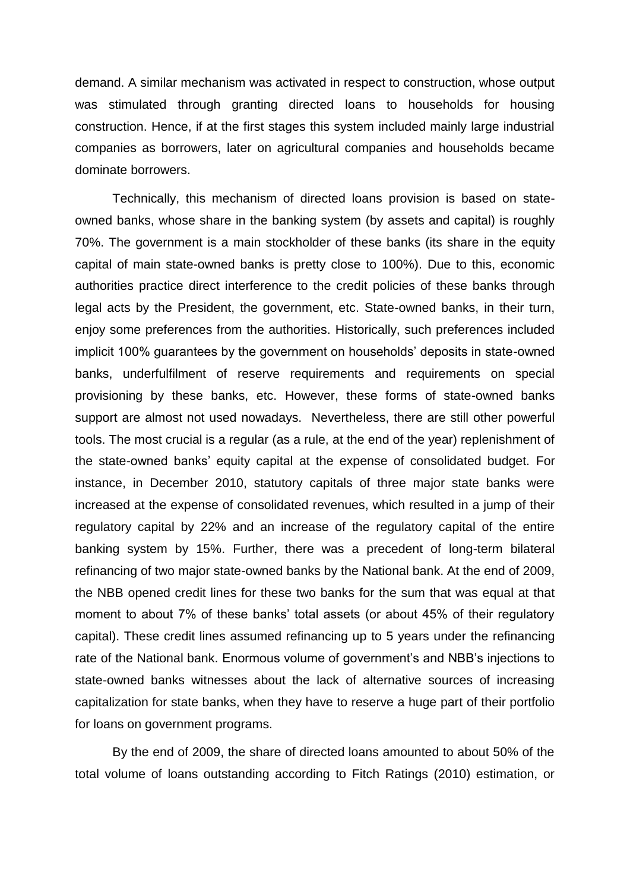demand. A similar mechanism was activated in respect to construction, whose output was stimulated through granting directed loans to households for housing construction. Hence, if at the first stages this system included mainly large industrial companies as borrowers, later on agricultural companies and households became dominate borrowers.

Technically, this mechanism of directed loans provision is based on state-owned banks, whose share in the banking system (by assets and capital) is roughly 70%. The government is a main stockholder of these banks (its share in the equity capital of main state-owned banks is pretty close to 100%). Due to this, economic authorities practice direct interference to the credit policies of these banks through legal acts by the President, the government, etc. State-owned banks, in their turn, enjoy some preferences from the authorities. Historically, such preferences included implicit 100% guarantees by the government on households' deposits in state-owned banks, underfulfilment of reserve requirements and requirements on special provisioning by these banks, etc. However, these forms of state-owned banks support are almost not used nowadays. Nevertheless, there are still other powerful tools. The most crucial is a regular (as a rule, at the end of the year) replenishment of the state-owned banks' equity capital at the expense of consolidated budget. For instance, in December 2010, statutory capitals of three major state banks were increased at the expense of consolidated revenues, which resulted in a jump of their regulatory capital by 22% and an increase of the regulatory capital of the entire banking system by 15%. Further, there was a precedent of long-term bilateral refinancing of two major state-owned banks by the National bank. At the end of 2009, the NBB opened credit lines for these two banks for the sum that was equal at that moment to about 7% of these banks' total assets (or about 45% of their regulatory capital). These credit lines assumed refinancing up to 5 years under the refinancing rate of the National bank. Enormous volume of government's and NBB's injections to state-owned banks witnesses about the lack of alternative sources of increasing capitalization for state banks, when they have to reserve a huge part of their portfolio for loans on government programs.

By the end of 2009, the share of directed loans amounted to about 50% of the total volume of loans outstanding according to Fitch Ratings (2010) estimation, or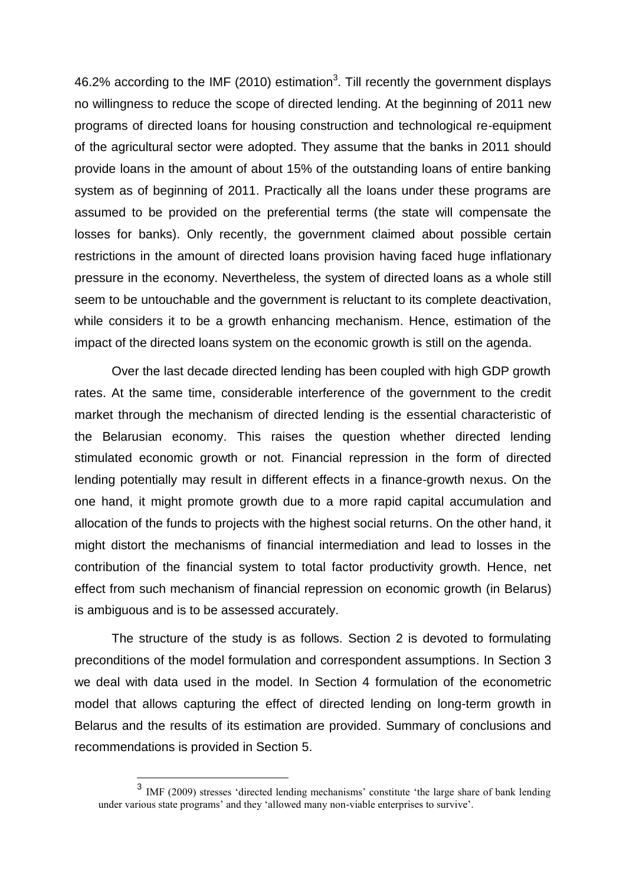46.2% according to the IMF (2010) estimation[3]. Till recently the government displays no willingness to reduce the scope of directed lending. At the beginning of 2011 new programs of directed loans for housing construction and technological re-equipment of the agricultural sector were adopted. They assume that the banks in 2011 should provide loans in the amount of about 15% of the outstanding loans of entire banking system as of beginning of 2011. Practically all the loans under these programs are assumed to be provided on the preferential terms (the state will compensate the losses for banks). Only recently, the government claimed about possible certain restrictions in the amount of directed loans provision having faced huge inflationary pressure in the economy. Nevertheless, the system of directed loans as a whole still seem to be untouchable and the government is reluctant to its complete deactivation, while considers it to be a growth enhancing mechanism. Hence, estimation of the impact of the directed loans system on the economic growth is still on the agenda.

Over the last decade directed lending has been coupled with high GDP growth rates. At the same time, considerable interference of the government to the credit market through the mechanism of directed lending is the essential characteristic of the Belarusian economy. This raises the question whether directed lending stimulated economic growth or not. Financial repression in the form of directed lending potentially may result in different effects in a finance-growth nexus. On the one hand, it might promote growth due to a more rapid capital accumulation and allocation of the funds to projects with the highest social returns. On the other hand, it might distort the mechanisms of financial intermediation and lead to losses in the contribution of the financial system to total factor productivity growth. Hence, net effect from such mechanism of financial repression on economic growth (in Belarus) is ambiguous and is to be assessed accurately.

The structure of the study is as follows. Section 2 is devoted to formulating preconditions of the model formulation and correspondent assumptions. In Section 3 we deal with data used in the model. In Section 4 formulation of the econometric model that allows capturing the effect of directed lending on long-term growth in Belarus and the results of its estimation are provided. Summary of conclusions and recommendations is provided in Section 5.

[3] IMF (2009) stresses 'directed lending mechanisms' constitute 'the large share of bank lending under various state programs' and they 'allowed many non-viable enterprises to survive'.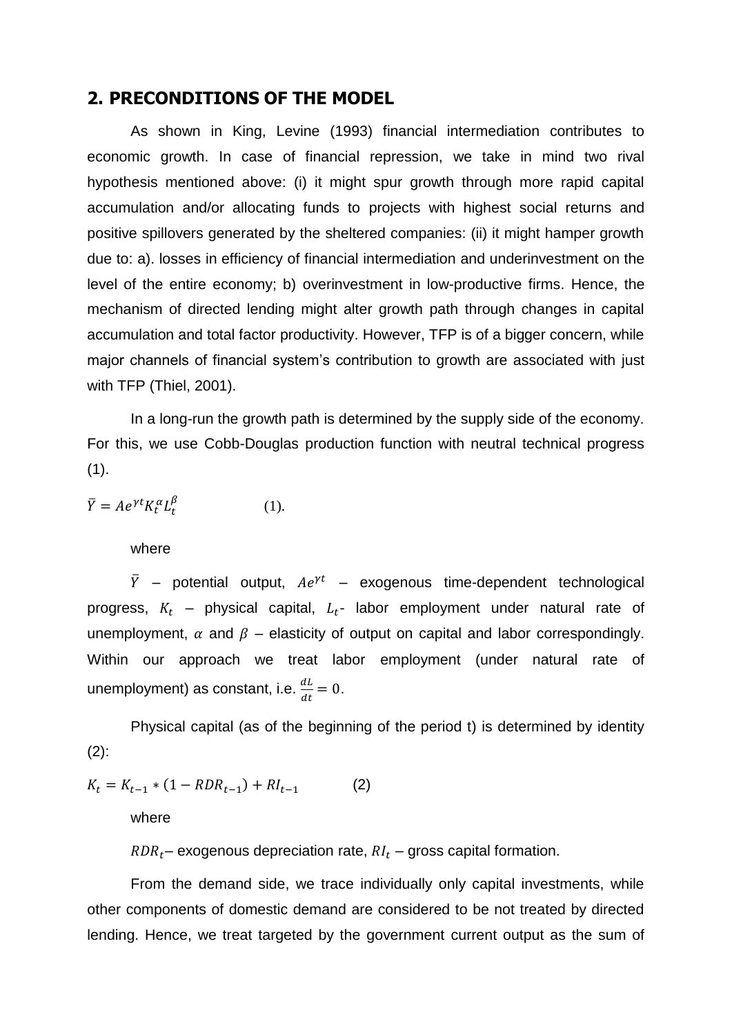## 2. PRECONDITIONS OF THE MODEL

As shown in King, Levine (1993) financial intermediation contributes to economic growth. In case of financial repression, we take in mind two rival hypothesis mentioned above: (i) it might spur growth through more rapid capital accumulation and/or allocating funds to projects with highest social returns and positive spillovers generated by the sheltered companies: (ii) it might hamper growth due to: a). losses in efficiency of financial intermediation and underinvestment on the level of the entire economy; b) overinvestment in low-productive firms. Hence, the mechanism of directed lending might alter growth path through changes in capital accumulation and total factor productivity. However, TFP is of a bigger concern, while major channels of financial system's contribution to growth are associated with just with TFP (Thiel, 2001).

In a long-run the growth path is determined by the supply side of the economy. For this, we use Cobb-Douglas production function with neutral technical progress (1).

$$\bar{Y} = Ae^{\gamma t}K_t^{\alpha}L_t^{\beta} \qquad (1).$$

where

$\bar{Y}$ – potential output, $Ae^{\gamma t}$ – exogenous time-dependent technological progress, $K_t$ – physical capital, $L_t$- labor employment under natural rate of unemployment, $\alpha$ and $\beta$ – elasticity of output on capital and labor correspondingly. Within our approach we treat labor employment (under natural rate of unemployment) as constant, i.e. $\frac{dL}{dt} = 0$.

Physical capital (as of the beginning of the period t) is determined by identity (2):

$$K_t = K_{t-1} * (1 - RDR_{t-1}) + RI_{t-1} \qquad (2)$$

where

$RDR_t$– exogenous depreciation rate, $RI_t$ – gross capital formation.

From the demand side, we trace individually only capital investments, while other components of domestic demand are considered to be not treated by directed lending. Hence, we treat targeted by the government current output as the sum of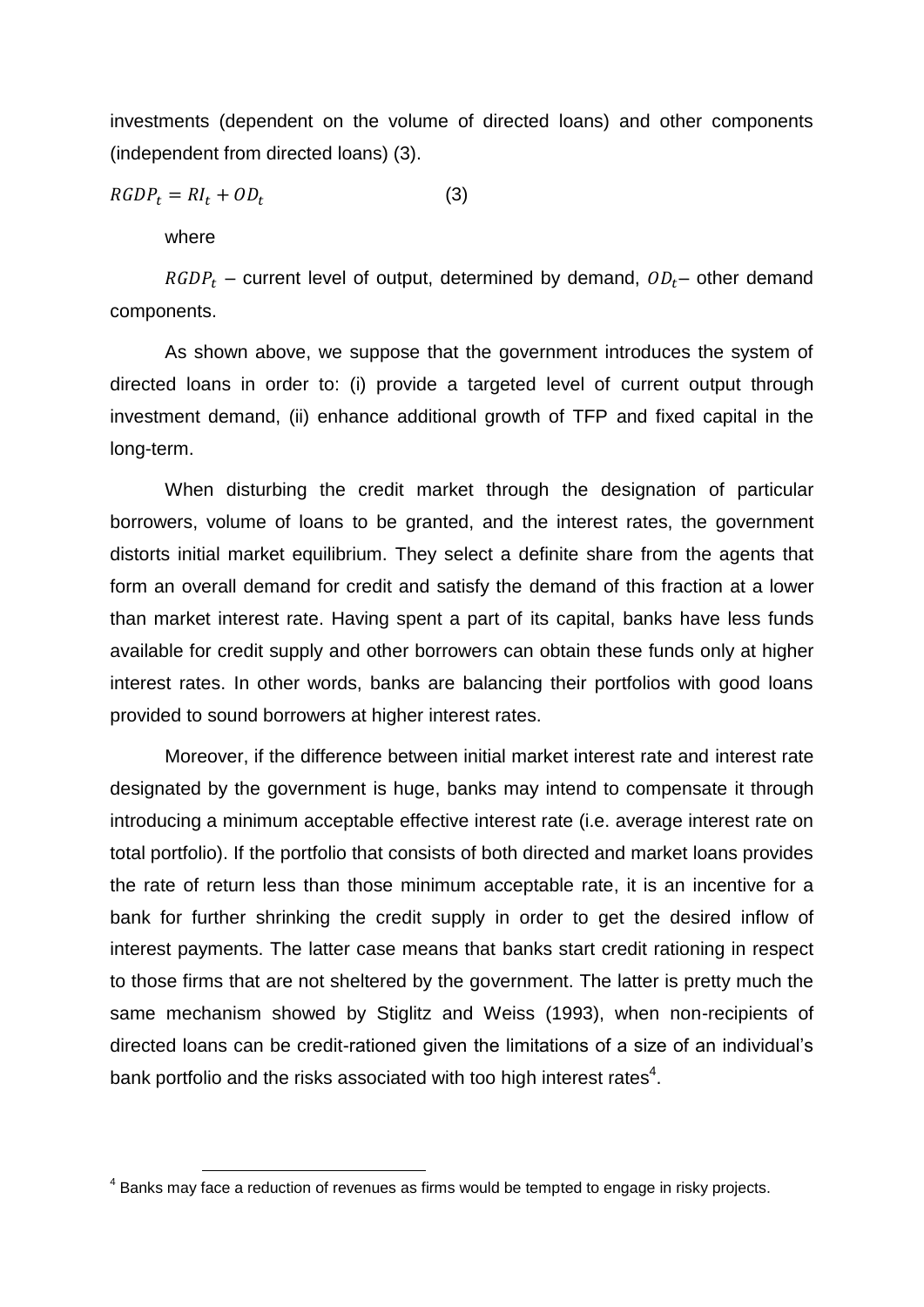investments (dependent on the volume of directed loans) and other components (independent from directed loans) (3).

$$RGDP_t = RI_t + OD_t \qquad (3)$$

where

$RGDP_t$ – current level of output, determined by demand, $OD_t$– other demand components.

As shown above, we suppose that the government introduces the system of directed loans in order to: (i) provide a targeted level of current output through investment demand, (ii) enhance additional growth of TFP and fixed capital in the long-term.

When disturbing the credit market through the designation of particular borrowers, volume of loans to be granted, and the interest rates, the government distorts initial market equilibrium. They select a definite share from the agents that form an overall demand for credit and satisfy the demand of this fraction at a lower than market interest rate. Having spent a part of its capital, banks have less funds available for credit supply and other borrowers can obtain these funds only at higher interest rates. In other words, banks are balancing their portfolios with good loans provided to sound borrowers at higher interest rates.

Moreover, if the difference between initial market interest rate and interest rate designated by the government is huge, banks may intend to compensate it through introducing a minimum acceptable effective interest rate (i.e. average interest rate on total portfolio). If the portfolio that consists of both directed and market loans provides the rate of return less than those minimum acceptable rate, it is an incentive for a bank for further shrinking the credit supply in order to get the desired inflow of interest payments. The latter case means that banks start credit rationing in respect to those firms that are not sheltered by the government. The latter is pretty much the same mechanism showed by Stiglitz and Weiss (1993), when non-recipients of directed loans can be credit-rationed given the limitations of a size of an individual's bank portfolio and the risks associated with too high interest rates[4].

[4] Banks may face a reduction of revenues as firms would be tempted to engage in risky projects.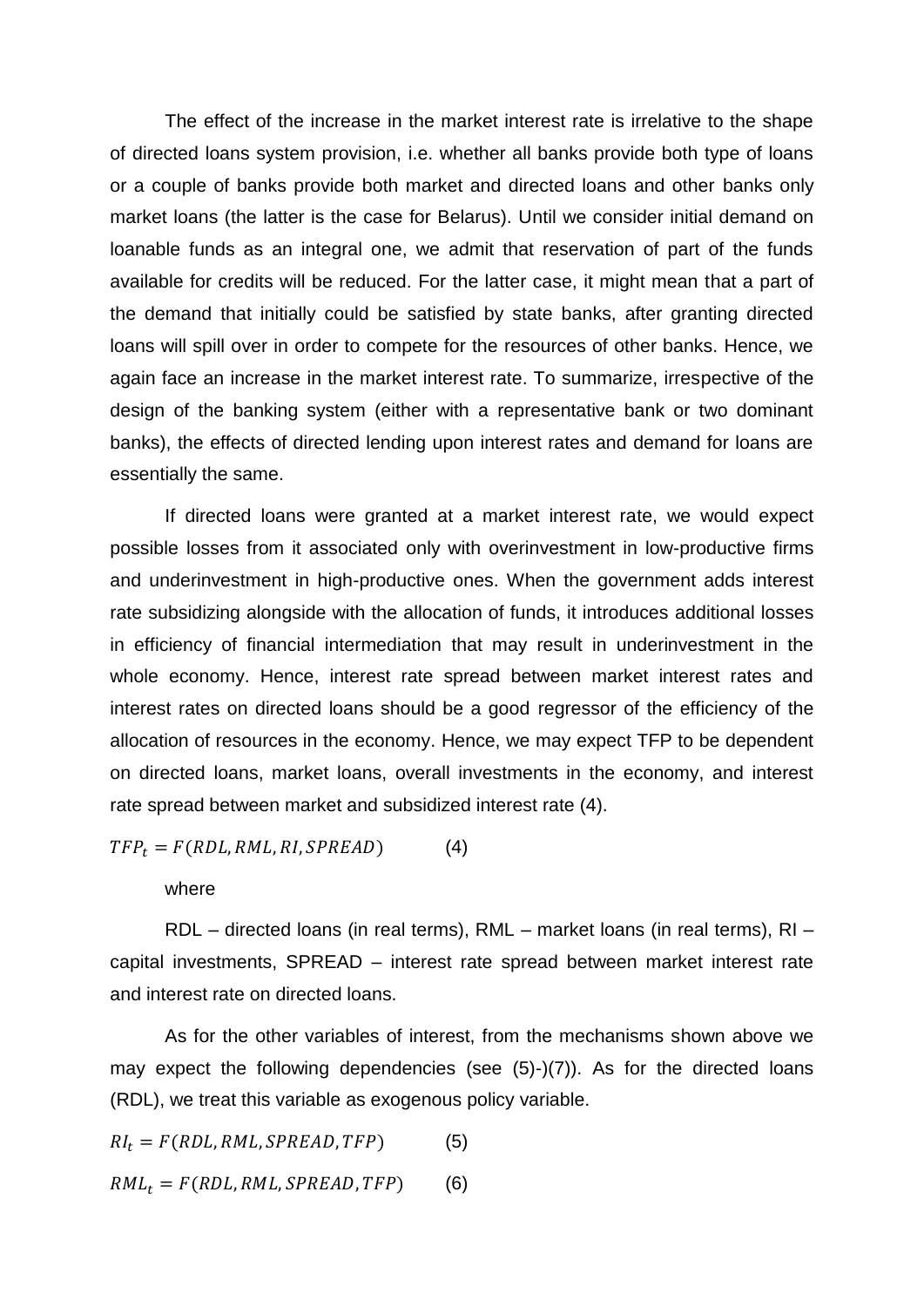The effect of the increase in the market interest rate is irrelative to the shape of directed loans system provision, i.e. whether all banks provide both type of loans or a couple of banks provide both market and directed loans and other banks only market loans (the latter is the case for Belarus). Until we consider initial demand on loanable funds as an integral one, we admit that reservation of part of the funds available for credits will be reduced. For the latter case, it might mean that a part of the demand that initially could be satisfied by state banks, after granting directed loans will spill over in order to compete for the resources of other banks. Hence, we again face an increase in the market interest rate. To summarize, irrespective of the design of the banking system (either with a representative bank or two dominant banks), the effects of directed lending upon interest rates and demand for loans are essentially the same.

If directed loans were granted at a market interest rate, we would expect possible losses from it associated only with overinvestment in low-productive firms and underinvestment in high-productive ones. When the government adds interest rate subsidizing alongside with the allocation of funds, it introduces additional losses in efficiency of financial intermediation that may result in underinvestment in the whole economy. Hence, interest rate spread between market interest rates and interest rates on directed loans should be a good regressor of the efficiency of the allocation of resources in the economy. Hence, we may expect TFP to be dependent on directed loans, market loans, overall investments in the economy, and interest rate spread between market and subsidized interest rate (4).

$$TFP_t = F(RDL, RML, RI, SPREAD) \qquad (4)$$

where

RDL – directed loans (in real terms), RML – market loans (in real terms), RI – capital investments, SPREAD – interest rate spread between market interest rate and interest rate on directed loans.

As for the other variables of interest, from the mechanisms shown above we may expect the following dependencies (see (5)-)(7)). As for the directed loans (RDL), we treat this variable as exogenous policy variable.

$$RI_t = F(RDL, RML, SPREAD, TFP) \qquad (5)$$

$$RML_t = F(RDL, RML, SPREAD, TFP) \qquad (6)$$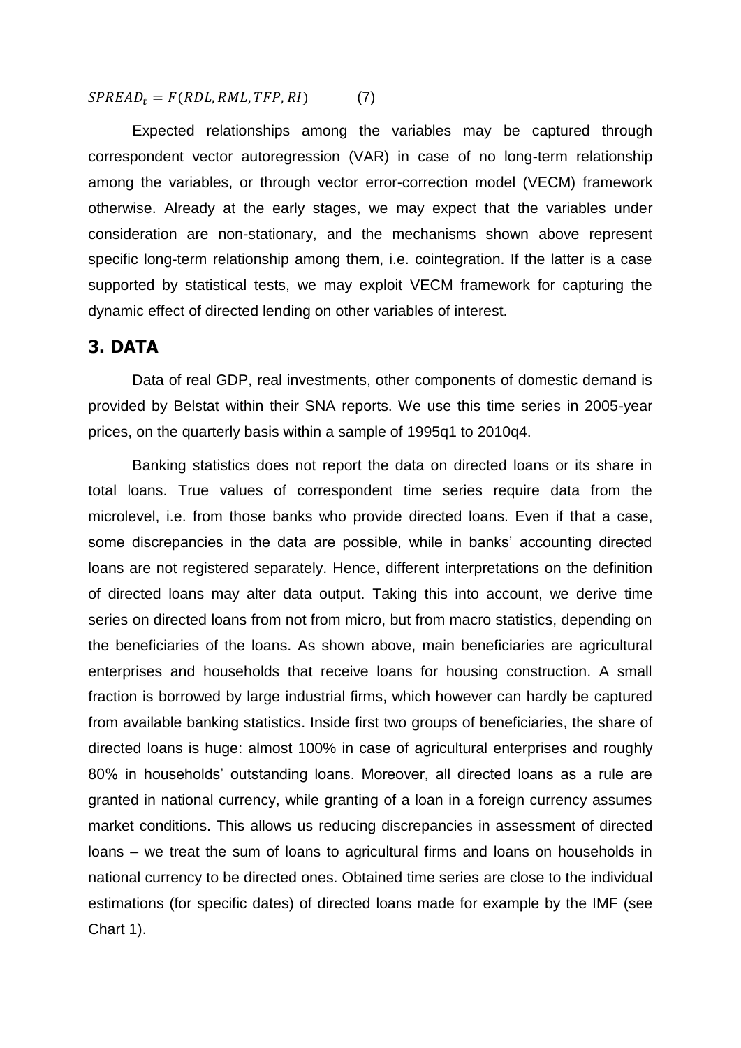$$SPREAD_t = F(RDL, RML, TFP, RI) \qquad (7)$$

Expected relationships among the variables may be captured through correspondent vector autoregression (VAR) in case of no long-term relationship among the variables, or through vector error-correction model (VECM) framework otherwise. Already at the early stages, we may expect that the variables under consideration are non-stationary, and the mechanisms shown above represent specific long-term relationship among them, i.e. cointegration. If the latter is a case supported by statistical tests, we may exploit VECM framework for capturing the dynamic effect of directed lending on other variables of interest.

## 3. DATA

Data of real GDP, real investments, other components of domestic demand is provided by Belstat within their SNA reports. We use this time series in 2005-year prices, on the quarterly basis within a sample of 1995q1 to 2010q4.

Banking statistics does not report the data on directed loans or its share in total loans. True values of correspondent time series require data from the microlevel, i.e. from those banks who provide directed loans. Even if that a case, some discrepancies in the data are possible, while in banks' accounting directed loans are not registered separately. Hence, different interpretations on the definition of directed loans may alter data output. Taking this into account, we derive time series on directed loans from not from micro, but from macro statistics, depending on the beneficiaries of the loans. As shown above, main beneficiaries are agricultural enterprises and households that receive loans for housing construction. A small fraction is borrowed by large industrial firms, which however can hardly be captured from available banking statistics. Inside first two groups of beneficiaries, the share of directed loans is huge: almost 100% in case of agricultural enterprises and roughly 80% in households' outstanding loans. Moreover, all directed loans as a rule are granted in national currency, while granting of a loan in a foreign currency assumes market conditions. This allows us reducing discrepancies in assessment of directed loans – we treat the sum of loans to agricultural firms and loans on households in national currency to be directed ones. Obtained time series are close to the individual estimations (for specific dates) of directed loans made for example by the IMF (see Chart 1).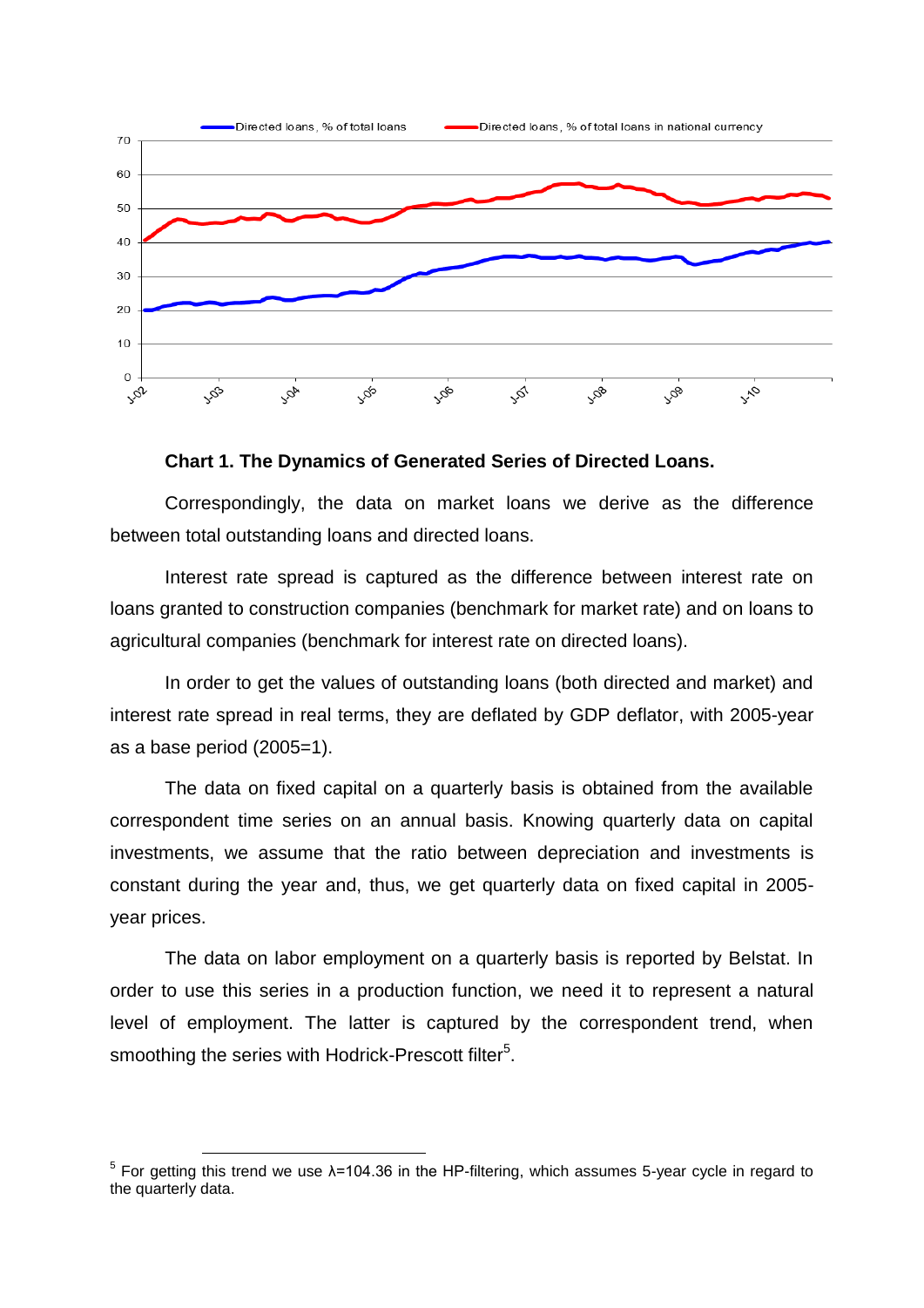**Chart 1. The Dynamics of Generated Series of Directed Loans.**

Correspondingly, the data on market loans we derive as the difference between total outstanding loans and directed loans.

Interest rate spread is captured as the difference between interest rate on loans granted to construction companies (benchmark for market rate) and on loans to agricultural companies (benchmark for interest rate on directed loans).

In order to get the values of outstanding loans (both directed and market) and interest rate spread in real terms, they are deflated by GDP deflator, with 2005-year as a base period (2005=1).

The data on fixed capital on a quarterly basis is obtained from the available correspondent time series on an annual basis. Knowing quarterly data on capital investments, we assume that the ratio between depreciation and investments is constant during the year and, thus, we get quarterly data on fixed capital in 2005-year prices.

The data on labor employment on a quarterly basis is reported by Belstat. In order to use this series in a production function, we need it to represent a natural level of employment. The latter is captured by the correspondent trend, when smoothing the series with Hodrick-Prescott filter[5].

[5] For getting this trend we use $\lambda$=104.36 in the HP-filtering, which assumes 5-year cycle in regard to the quarterly data.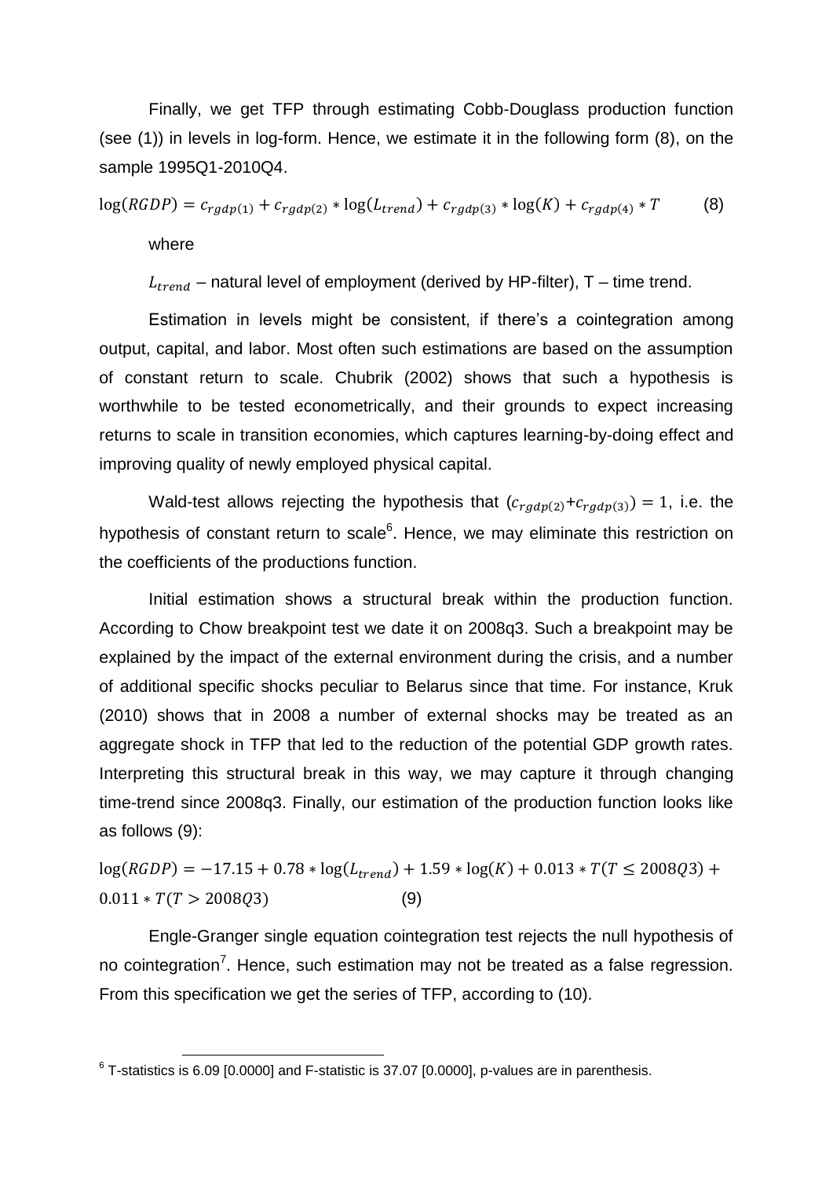Finally, we get TFP through estimating Cobb-Douglass production function (see (1)) in levels in log-form. Hence, we estimate it in the following form (8), on the sample 1995Q1-2010Q4.

$$\log(RGDP) = c_{rgdp(1)} + c_{rgdp(2)} * \log(L_{trend}) + c_{rgdp(3)} * \log(K) + c_{rgdp(4)} * T \qquad (8)$$

where

$L_{trend}$ – natural level of employment (derived by HP-filter), T – time trend.

Estimation in levels might be consistent, if there's a cointegration among output, capital, and labor. Most often such estimations are based on the assumption of constant return to scale. Chubrik (2002) shows that such a hypothesis is worthwhile to be tested econometrically, and their grounds to expect increasing returns to scale in transition economies, which captures learning-by-doing effect and improving quality of newly employed physical capital.

Wald-test allows rejecting the hypothesis that $(c_{rgdp(2)}+c_{rgdp(3)}) = 1$, i.e. the hypothesis of constant return to scale[6]. Hence, we may eliminate this restriction on the coefficients of the productions function.

Initial estimation shows a structural break within the production function. According to Chow breakpoint test we date it on 2008q3. Such a breakpoint may be explained by the impact of the external environment during the crisis, and a number of additional specific shocks peculiar to Belarus since that time. For instance, Kruk (2010) shows that in 2008 a number of external shocks may be treated as an aggregate shock in TFP that led to the reduction of the potential GDP growth rates. Interpreting this structural break in this way, we may capture it through changing time-trend since 2008q3. Finally, our estimation of the production function looks like as follows (9):

$$\log(RGDP) = -17.15 + 0.78 * \log(L_{trend}) + 1.59 * \log(K) + 0.013 * T(T \leq 2008Q3) + 0.011 * T(T > 2008Q3) \qquad (9)$$

Engle-Granger single equation cointegration test rejects the null hypothesis of no cointegration[7]. Hence, such estimation may not be treated as a false regression. From this specification we get the series of TFP, according to (10).

---

[6] T-statistics is 6.09 [0.0000] and F-statistic is 37.07 [0.0000], p-values are in parenthesis.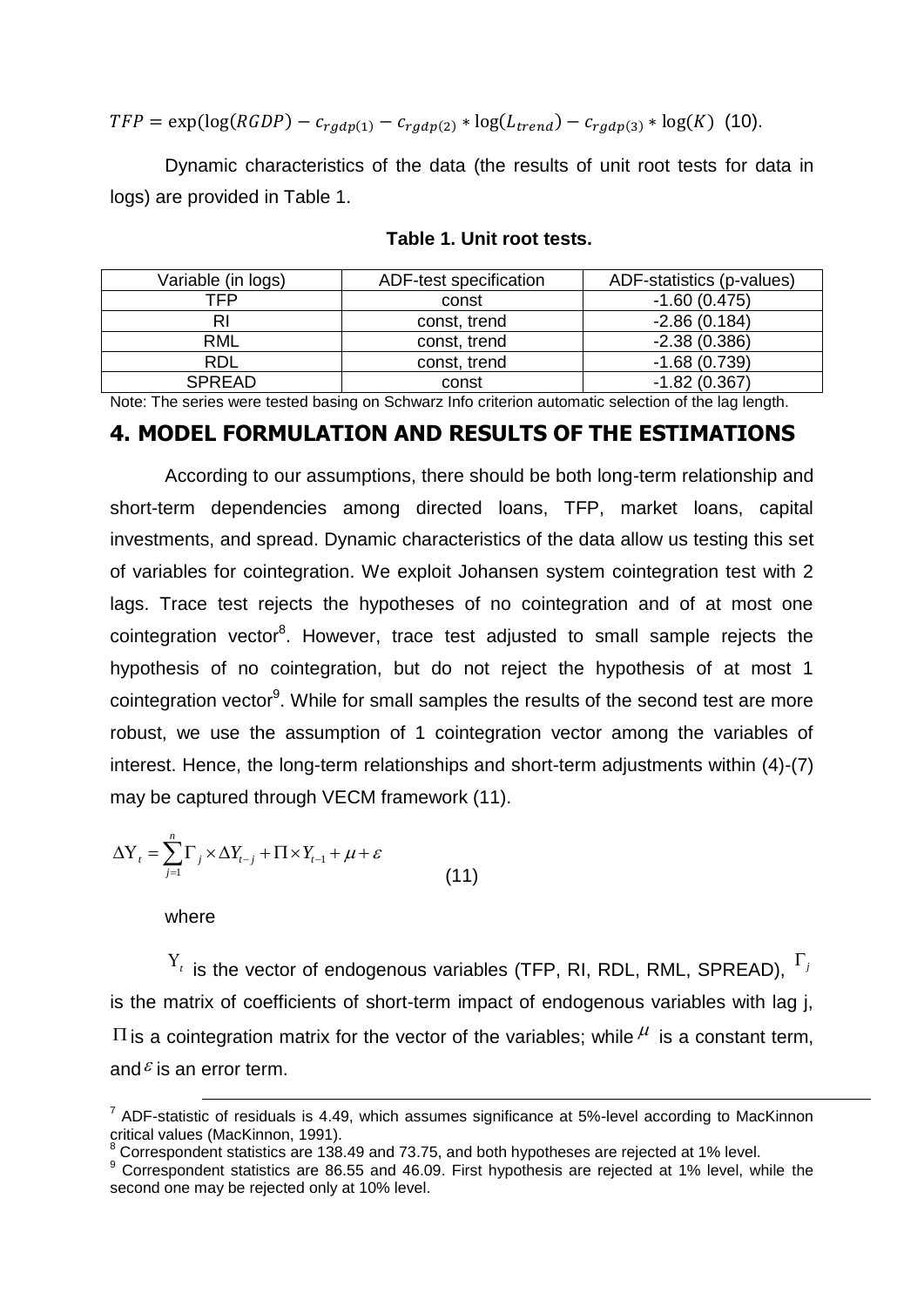$$TFP = \exp(\log(RGDP) - c_{rgdp(1)} - c_{rgdp(2)} * \log(L_{trend}) - c_{rgdp(3)} * \log(K) \quad (10).$$

Dynamic characteristics of the data (the results of unit root tests for data in logs) are provided in Table 1.

**Table 1. Unit root tests.**

| Variable (in logs) | ADF-test specification | ADF-statistics (p-values) |
|---|---|---|
| TFP | const | -1.60 (0.475) |
| RI | const, trend | -2.86 (0.184) |
| RML | const, trend | -2.38 (0.386) |
| RDL | const, trend | -1.68 (0.739) |
| SPREAD | const | -1.82 (0.367) |

Note: The series were tested basing on Schwarz Info criterion automatic selection of the lag length.

## 4. MODEL FORMULATION AND RESULTS OF THE ESTIMATIONS

According to our assumptions, there should be both long-term relationship and short-term dependencies among directed loans, TFP, market loans, capital investments, and spread. Dynamic characteristics of the data allow us testing this set of variables for cointegration. We exploit Johansen system cointegration test with 2 lags. Trace test rejects the hypotheses of no cointegration and of at most one cointegration vector[8]. However, trace test adjusted to small sample rejects the hypothesis of no cointegration, but do not reject the hypothesis of at most 1 cointegration vector[9]. While for small samples the results of the second test are more robust, we use the assumption of 1 cointegration vector among the variables of interest. Hence, the long-term relationships and short-term adjustments within (4)-(7) may be captured through VECM framework (11).

$$\Delta Y_t = \sum_{j=1}^{n} \Gamma_j \times \Delta Y_{t-j} + \Pi \times Y_{t-1} + \mu + \varepsilon \qquad (11)$$

where

$Y_t$ is the vector of endogenous variables (TFP, RI, RDL, RML, SPREAD), $\Gamma_j$ is the matrix of coefficients of short-term impact of endogenous variables with lag j, $\Pi$ is a cointegration matrix for the vector of the variables; while $\mu$ is a constant term, and $\varepsilon$ is an error term.

---

[7] ADF-statistic of residuals is 4.49, which assumes significance at 5%-level according to MacKinnon critical values (MacKinnon, 1991).

[8] Correspondent statistics are 138.49 and 73.75, and both hypotheses are rejected at 1% level.

[9] Correspondent statistics are 86.55 and 46.09. First hypothesis are rejected at 1% level, while the second one may be rejected only at 10% level.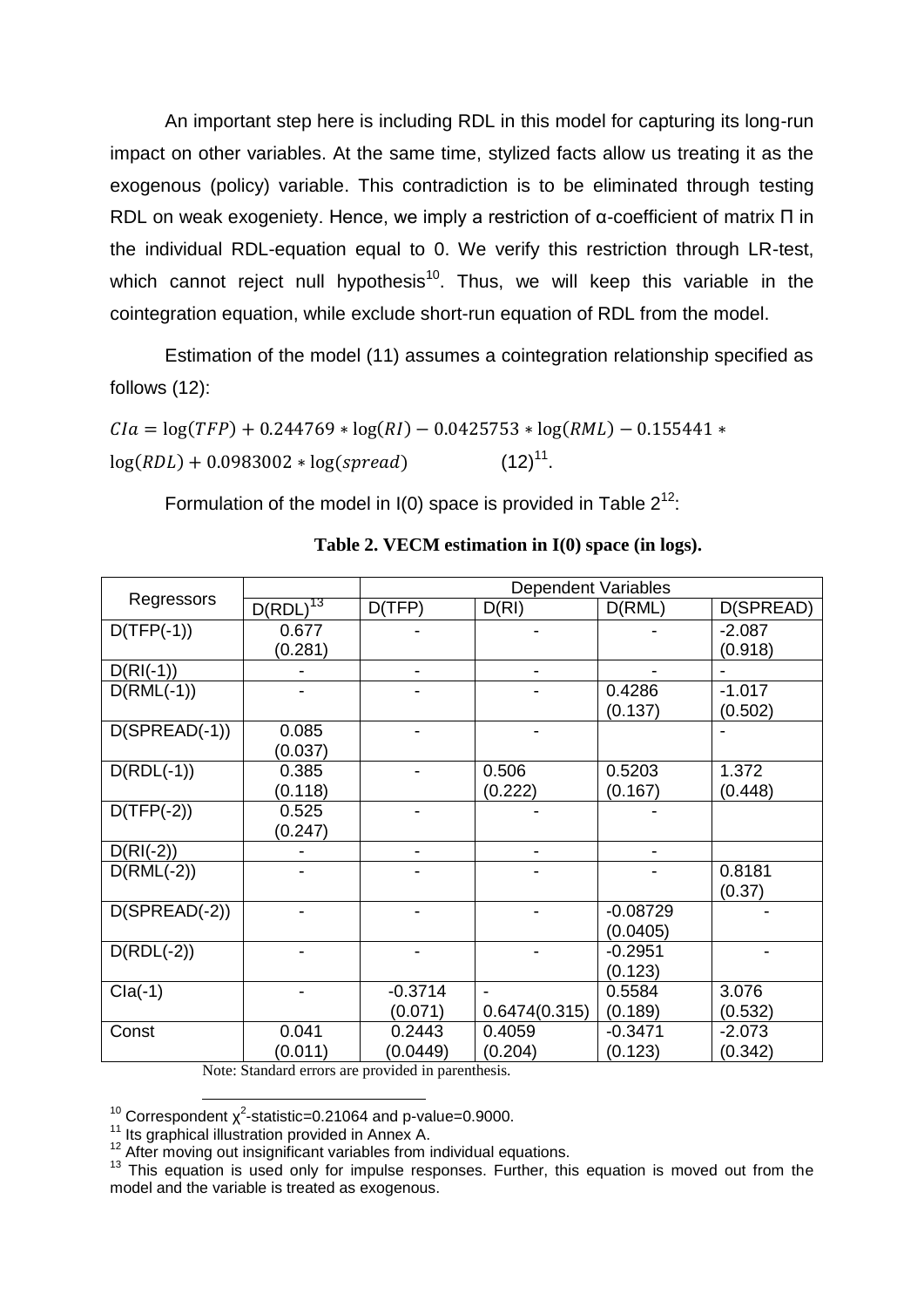An important step here is including RDL in this model for capturing its long-run impact on other variables. At the same time, stylized facts allow us treating it as the exogenous (policy) variable. This contradiction is to be eliminated through testing RDL on weak exogeniety. Hence, we imply a restriction of α-coefficient of matrix Π in the individual RDL-equation equal to 0. We verify this restriction through LR-test, which cannot reject null hypothesis[10]. Thus, we will keep this variable in the cointegration equation, while exclude short-run equation of RDL from the model.

Estimation of the model (11) assumes a cointegration relationship specified as follows (12):

$$CIa = \log(TFP) + 0.244769 * \log(RI) - 0.0425753 * \log(RML) - 0.155441 * \log(RDL) + 0.0983002 * \log(spread) \quad (12)^{11}.$$

Formulation of the model in I(0) space is provided in Table 2[12]:

**Table 2. VECM estimation in I(0) space (in logs).**

| Regressors | | Dependent Variables | | | |
|---|---|---|---|---|---|
| | D(RDL)[13] | D(TFP) | D(RI) | D(RML) | D(SPREAD) |
| D(TFP(-1)) | 0.677 (0.281) | - | - | - | -2.087 (0.918) |
| D(RI(-1)) | - | - | - | - | - |
| D(RML(-1)) | - | - | - | 0.4286 (0.137) | -1.017 (0.502) |
| D(SPREAD(-1)) | 0.085 (0.037) | - | - | | - |
| D(RDL(-1)) | 0.385 (0.118) | - | 0.506 (0.222) | 0.5203 (0.167) | 1.372 (0.448) |
| D(TFP(-2)) | 0.525 (0.247) | - | - | - | |
| D(RI(-2)) | - | - | - | - | |
| D(RML(-2)) | - | - | - | - | 0.8181 (0.37) |
| D(SPREAD(-2)) | - | - | - | -0.08729 (0.0405) | - |
| D(RDL(-2)) | - | - | - | -0.2951 (0.123) | - |
| CIa(-1) | - | -0.3714 (0.071) | -0.6474(0.315) | 0.5584 (0.189) | 3.076 (0.532) |
| Const | 0.041 (0.011) | 0.2443 (0.0449) | 0.4059 (0.204) | -0.3471 (0.123) | -2.073 (0.342) |

Note: Standard errors are provided in parenthesis.

[10] Correspondent $\chi^2$-statistic=0.21064 and p-value=0.9000.

[11] Its graphical illustration provided in Annex A.

[12] After moving out insignificant variables from individual equations.

[13] This equation is used only for impulse responses. Further, this equation is moved out from the model and the variable is treated as exogenous.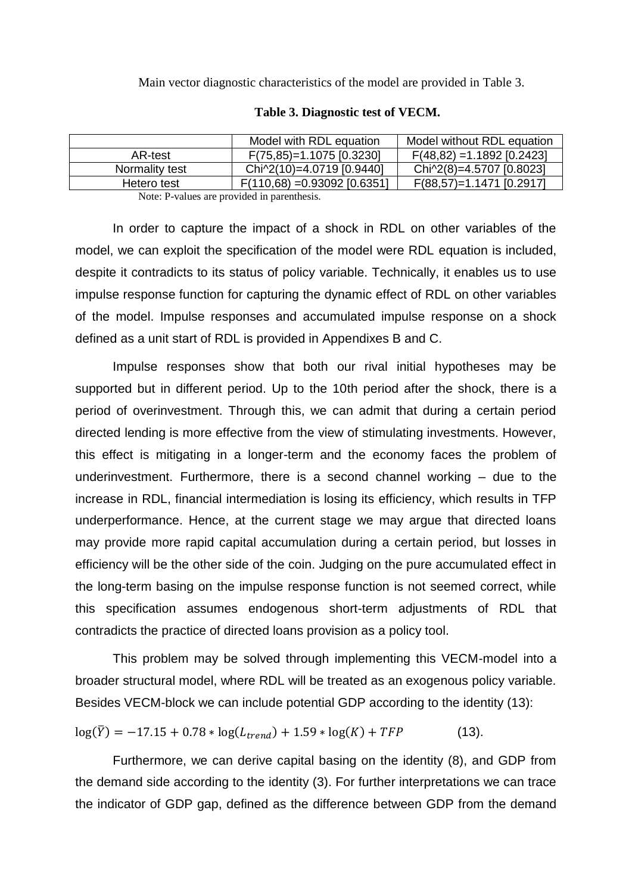Main vector diagnostic characteristics of the model are provided in Table 3.

**Table 3. Diagnostic test of VECM.**

| | Model with RDL equation | Model without RDL equation |
|---|---|---|
| AR-test | $F(75,85)=1.1075$ [0.3230] | $F(48,82)=1.1892$ [0.2423] |
| Normality test | $Chi^2(10)=4.0719$ [0.9440] | $Chi^2(8)=4.5707$ [0.8023] |
| Hetero test | $F(110,68)=0.93092$ [0.6351] | $F(88,57)=1.1471$ [0.2917] |

Note: P-values are provided in parenthesis.

In order to capture the impact of a shock in RDL on other variables of the model, we can exploit the specification of the model were RDL equation is included, despite it contradicts to its status of policy variable. Technically, it enables us to use impulse response function for capturing the dynamic effect of RDL on other variables of the model. Impulse responses and accumulated impulse response on a shock defined as a unit start of RDL is provided in Appendixes B and C.

Impulse responses show that both our rival initial hypotheses may be supported but in different period. Up to the 10th period after the shock, there is a period of overinvestment. Through this, we can admit that during a certain period directed lending is more effective from the view of stimulating investments. However, this effect is mitigating in a longer-term and the economy faces the problem of underinvestment. Furthermore, there is a second channel working – due to the increase in RDL, financial intermediation is losing its efficiency, which results in TFP underperformance. Hence, at the current stage we may argue that directed loans may provide more rapid capital accumulation during a certain period, but losses in efficiency will be the other side of the coin. Judging on the pure accumulated effect in the long-term basing on the impulse response function is not seemed correct, while this specification assumes endogenous short-term adjustments of RDL that contradicts the practice of directed loans provision as a policy tool.

This problem may be solved through implementing this VECM-model into a broader structural model, where RDL will be treated as an exogenous policy variable. Besides VECM-block we can include potential GDP according to the identity (13):

$$\log(\bar{Y}) = -17.15 + 0.78 * \log(L_{trend}) + 1.59 * \log(K) + TFP \qquad (13).$$

Furthermore, we can derive capital basing on the identity (8), and GDP from the demand side according to the identity (3). For further interpretations we can trace the indicator of GDP gap, defined as the difference between GDP from the demand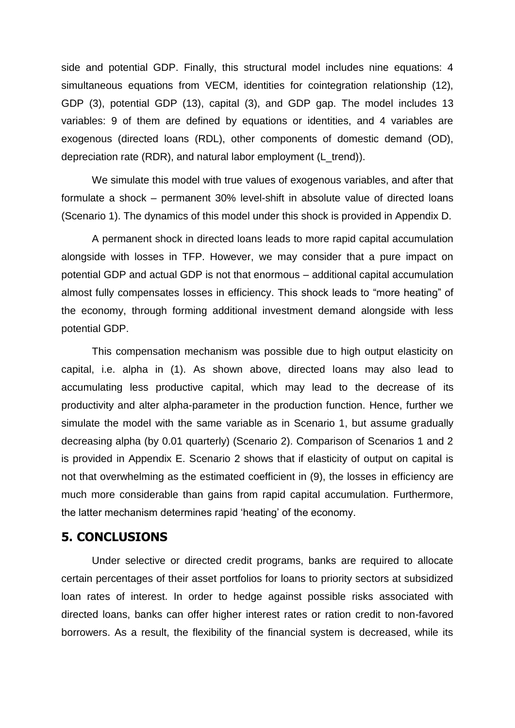side and potential GDP. Finally, this structural model includes nine equations: 4 simultaneous equations from VECM, identities for cointegration relationship (12), GDP (3), potential GDP (13), capital (3), and GDP gap. The model includes 13 variables: 9 of them are defined by equations or identities, and 4 variables are exogenous (directed loans (RDL), other components of domestic demand (OD), depreciation rate (RDR), and natural labor employment (L_trend)).

We simulate this model with true values of exogenous variables, and after that formulate a shock – permanent 30% level-shift in absolute value of directed loans (Scenario 1). The dynamics of this model under this shock is provided in Appendix D.

A permanent shock in directed loans leads to more rapid capital accumulation alongside with losses in TFP. However, we may consider that a pure impact on potential GDP and actual GDP is not that enormous – additional capital accumulation almost fully compensates losses in efficiency. This shock leads to "more heating" of the economy, through forming additional investment demand alongside with less potential GDP.

This compensation mechanism was possible due to high output elasticity on capital, i.e. alpha in (1). As shown above, directed loans may also lead to accumulating less productive capital, which may lead to the decrease of its productivity and alter alpha-parameter in the production function. Hence, further we simulate the model with the same variable as in Scenario 1, but assume gradually decreasing alpha (by 0.01 quarterly) (Scenario 2). Comparison of Scenarios 1 and 2 is provided in Appendix E. Scenario 2 shows that if elasticity of output on capital is not that overwhelming as the estimated coefficient in (9), the losses in efficiency are much more considerable than gains from rapid capital accumulation. Furthermore, the latter mechanism determines rapid 'heating' of the economy.

## 5. CONCLUSIONS

Under selective or directed credit programs, banks are required to allocate certain percentages of their asset portfolios for loans to priority sectors at subsidized loan rates of interest. In order to hedge against possible risks associated with directed loans, banks can offer higher interest rates or ration credit to non-favored borrowers. As a result, the flexibility of the financial system is decreased, while its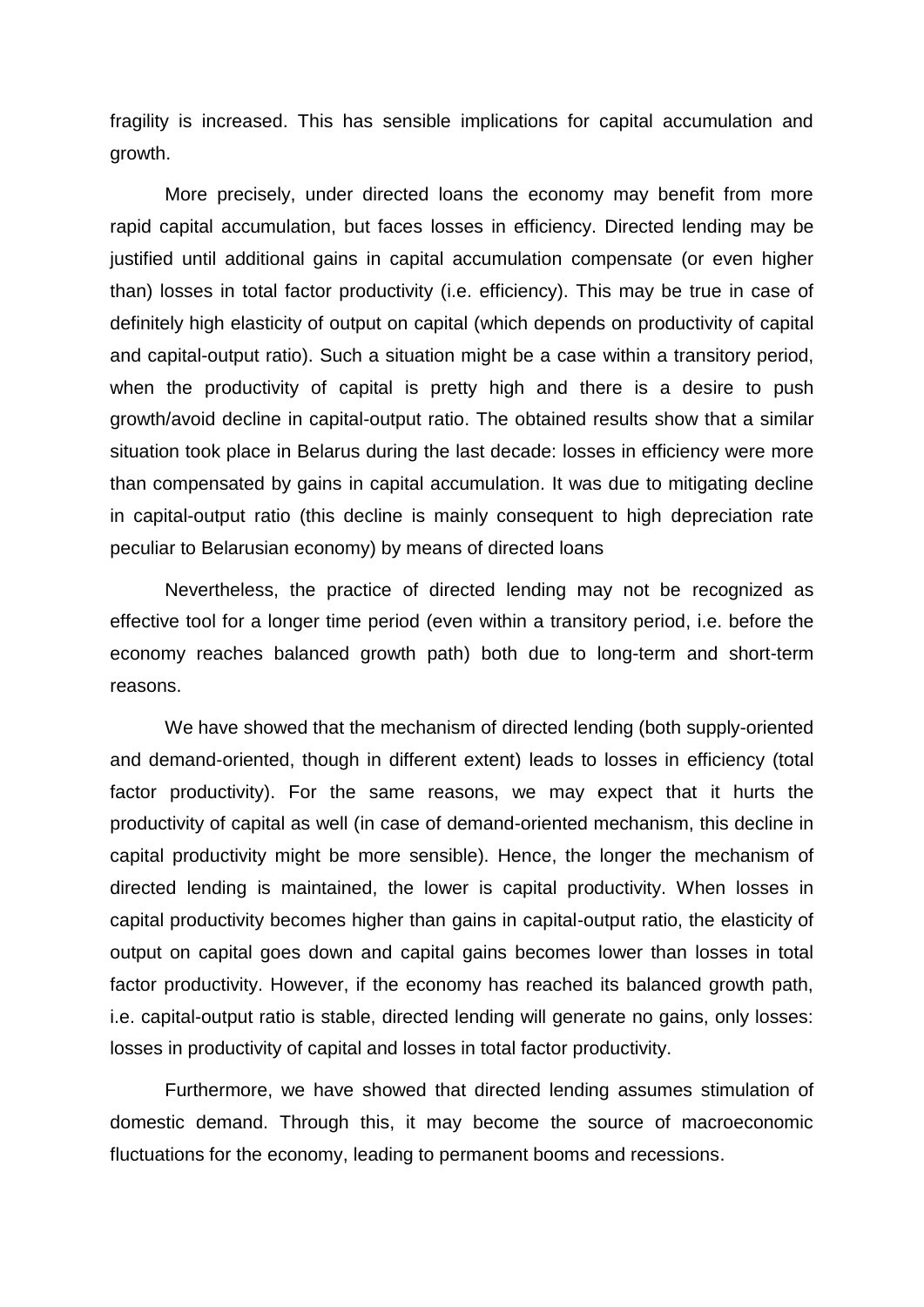fragility is increased. This has sensible implications for capital accumulation and growth.

More precisely, under directed loans the economy may benefit from more rapid capital accumulation, but faces losses in efficiency. Directed lending may be justified until additional gains in capital accumulation compensate (or even higher than) losses in total factor productivity (i.e. efficiency). This may be true in case of definitely high elasticity of output on capital (which depends on productivity of capital and capital-output ratio). Such a situation might be a case within a transitory period, when the productivity of capital is pretty high and there is a desire to push growth/avoid decline in capital-output ratio. The obtained results show that a similar situation took place in Belarus during the last decade: losses in efficiency were more than compensated by gains in capital accumulation. It was due to mitigating decline in capital-output ratio (this decline is mainly consequent to high depreciation rate peculiar to Belarusian economy) by means of directed loans

Nevertheless, the practice of directed lending may not be recognized as effective tool for a longer time period (even within a transitory period, i.e. before the economy reaches balanced growth path) both due to long-term and short-term reasons.

We have showed that the mechanism of directed lending (both supply-oriented and demand-oriented, though in different extent) leads to losses in efficiency (total factor productivity). For the same reasons, we may expect that it hurts the productivity of capital as well (in case of demand-oriented mechanism, this decline in capital productivity might be more sensible). Hence, the longer the mechanism of directed lending is maintained, the lower is capital productivity. When losses in capital productivity becomes higher than gains in capital-output ratio, the elasticity of output on capital goes down and capital gains becomes lower than losses in total factor productivity. However, if the economy has reached its balanced growth path, i.e. capital-output ratio is stable, directed lending will generate no gains, only losses: losses in productivity of capital and losses in total factor productivity.

Furthermore, we have showed that directed lending assumes stimulation of domestic demand. Through this, it may become the source of macroeconomic fluctuations for the economy, leading to permanent booms and recessions.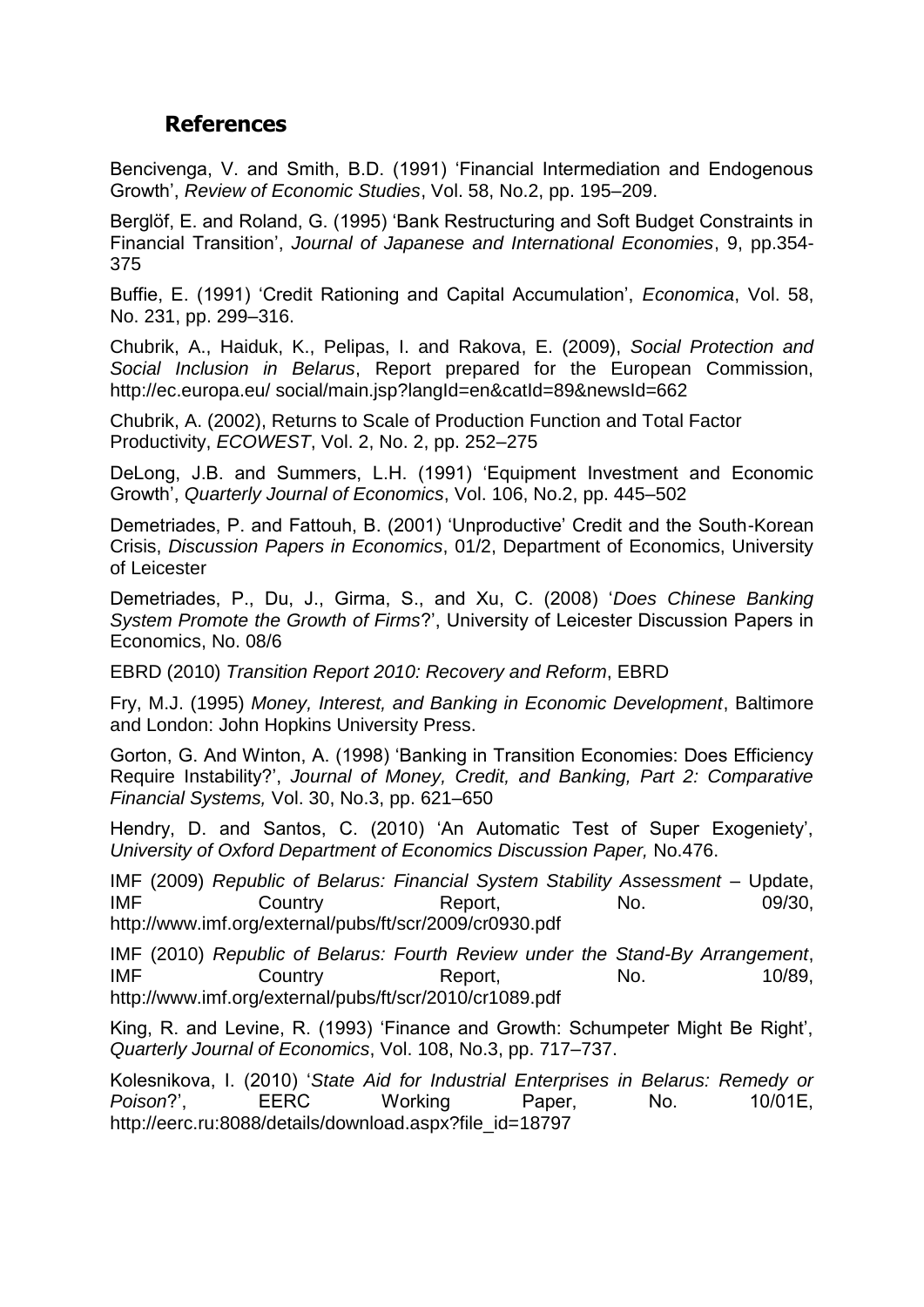## References

Bencivenga, V. and Smith, B.D. (1991) 'Financial Intermediation and Endogenous Growth', *Review of Economic Studies*, Vol. 58, No.2, pp. 195–209.

Berglöf, E. and Roland, G. (1995) 'Bank Restructuring and Soft Budget Constraints in Financial Transition', *Journal of Japanese and International Economies*, 9, pp.354-375

Buffie, E. (1991) 'Credit Rationing and Capital Accumulation', *Economica*, Vol. 58, No. 231, pp. 299–316.

Chubrik, A., Haiduk, K., Pelipas, I. and Rakova, E. (2009), *Social Protection and Social Inclusion in Belarus*, Report prepared for the European Commission, http://ec.europa.eu/ social/main.jsp?langId=en&catId=89&newsId=662

Chubrik, A. (2002), Returns to Scale of Production Function and Total Factor Productivity, *ECOWEST*, Vol. 2, No. 2, pp. 252–275

DeLong, J.B. and Summers, L.H. (1991) 'Equipment Investment and Economic Growth', *Quarterly Journal of Economics*, Vol. 106, No.2, pp. 445–502

Demetriades, P. and Fattouh, B. (2001) 'Unproductive' Credit and the South-Korean Crisis, *Discussion Papers in Economics*, 01/2, Department of Economics, University of Leicester

Demetriades, P., Du, J., Girma, S., and Xu, C. (2008) '*Does Chinese Banking System Promote the Growth of Firms*?', University of Leicester Discussion Papers in Economics, No. 08/6

EBRD (2010) *Transition Report 2010: Recovery and Reform*, EBRD

Fry, M.J. (1995) *Money, Interest, and Banking in Economic Development*, Baltimore and London: John Hopkins University Press.

Gorton, G. And Winton, A. (1998) 'Banking in Transition Economies: Does Efficiency Require Instability?', *Journal of Money, Credit, and Banking, Part 2: Comparative Financial Systems,* Vol. 30, No.3, pp. 621–650

Hendry, D. and Santos, C. (2010) 'An Automatic Test of Super Exogeniety', *University of Oxford Department of Economics Discussion Paper,* No.476.

IMF (2009) *Republic of Belarus: Financial System Stability Assessment* – Update, IMF Country Report, No. 09/30, http://www.imf.org/external/pubs/ft/scr/2009/cr0930.pdf

IMF (2010) *Republic of Belarus: Fourth Review under the Stand-By Arrangement*, IMF Country Report, No. 10/89, http://www.imf.org/external/pubs/ft/scr/2010/cr1089.pdf

King, R. and Levine, R. (1993) 'Finance and Growth: Schumpeter Might Be Right', *Quarterly Journal of Economics*, Vol. 108, No.3, pp. 717–737.

Kolesnikova, I. (2010) '*State Aid for Industrial Enterprises in Belarus: Remedy or Poison*?', EERC Working Paper, No. 10/01E, http://eerc.ru:8088/details/download.aspx?file_id=18797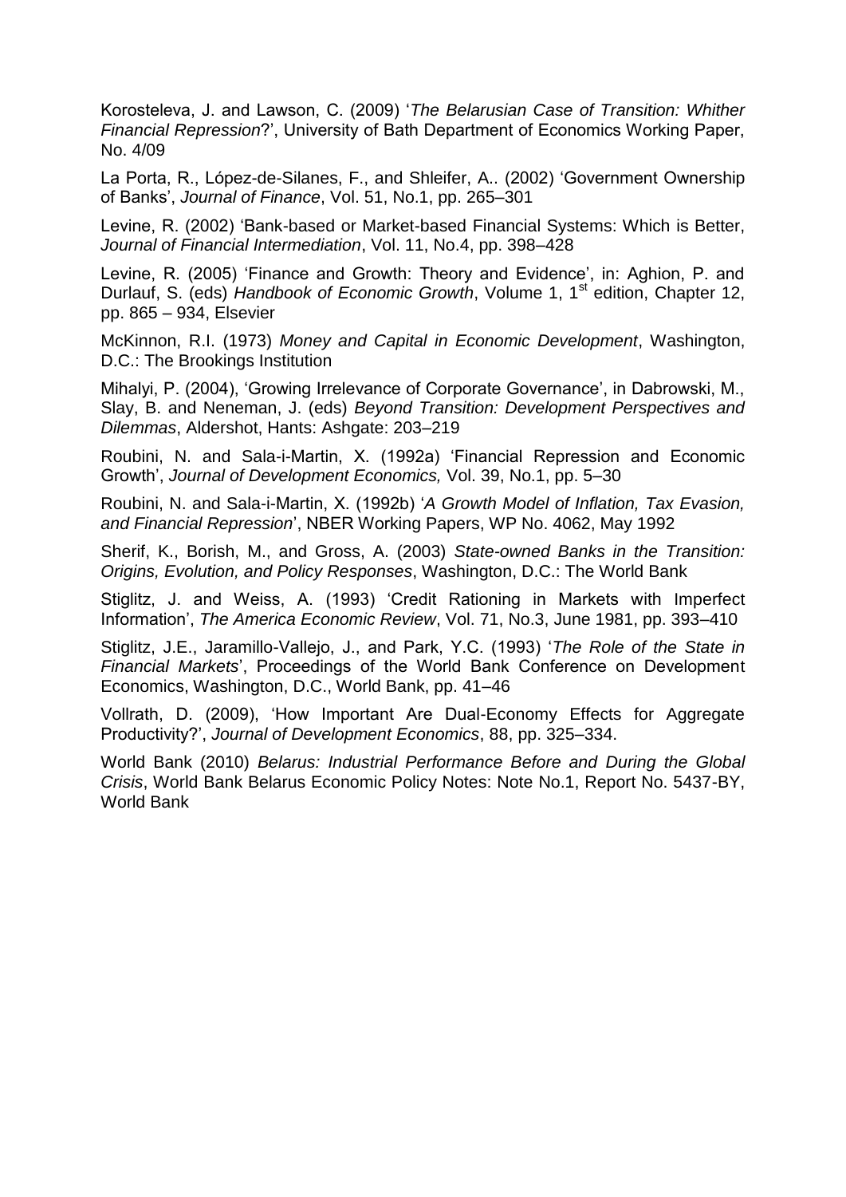Korosteleva, J. and Lawson, C. (2009) '*The Belarusian Case of Transition: Whither Financial Repression*?', University of Bath Department of Economics Working Paper, No. 4/09

La Porta, R., López-de-Silanes, F., and Shleifer, A.. (2002) 'Government Ownership of Banks', *Journal of Finance*, Vol. 51, No.1, pp. 265–301

Levine, R. (2002) 'Bank-based or Market-based Financial Systems: Which is Better, *Journal of Financial Intermediation*, Vol. 11, No.4, pp. 398–428

Levine, R. (2005) 'Finance and Growth: Theory and Evidence', in: Aghion, P. and Durlauf, S. (eds) *Handbook of Economic Growth*, Volume 1, 1st edition, Chapter 12, pp. 865 – 934, Elsevier

McKinnon, R.I. (1973) *Money and Capital in Economic Development*, Washington, D.C.: The Brookings Institution

Mihalyi, P. (2004), 'Growing Irrelevance of Corporate Governance', in Dabrowski, M., Slay, B. and Neneman, J. (eds) *Beyond Transition: Development Perspectives and Dilemmas*, Aldershot, Hants: Ashgate: 203–219

Roubini, N. and Sala-i-Martin, X. (1992a) 'Financial Repression and Economic Growth', *Journal of Development Economics,* Vol. 39, No.1, pp. 5–30

Roubini, N. and Sala-i-Martin, X. (1992b) '*A Growth Model of Inflation, Tax Evasion, and Financial Repression*', NBER Working Papers, WP No. 4062, May 1992

Sherif, K., Borish, M., and Gross, A. (2003) *State-owned Banks in the Transition: Origins, Evolution, and Policy Responses*, Washington, D.C.: The World Bank

Stiglitz, J. and Weiss, A. (1993) 'Credit Rationing in Markets with Imperfect Information', *The America Economic Review*, Vol. 71, No.3, June 1981, pp. 393–410

Stiglitz, J.E., Jaramillo-Vallejo, J., and Park, Y.C. (1993) '*The Role of the State in Financial Markets*', Proceedings of the World Bank Conference on Development Economics, Washington, D.C., World Bank, pp. 41–46

Vollrath, D. (2009), 'How Important Are Dual-Economy Effects for Aggregate Productivity?', *Journal of Development Economics*, 88, pp. 325–334.

World Bank (2010) *Belarus: Industrial Performance Before and During the Global Crisis*, World Bank Belarus Economic Policy Notes: Note No.1, Report No. 5437-BY, World Bank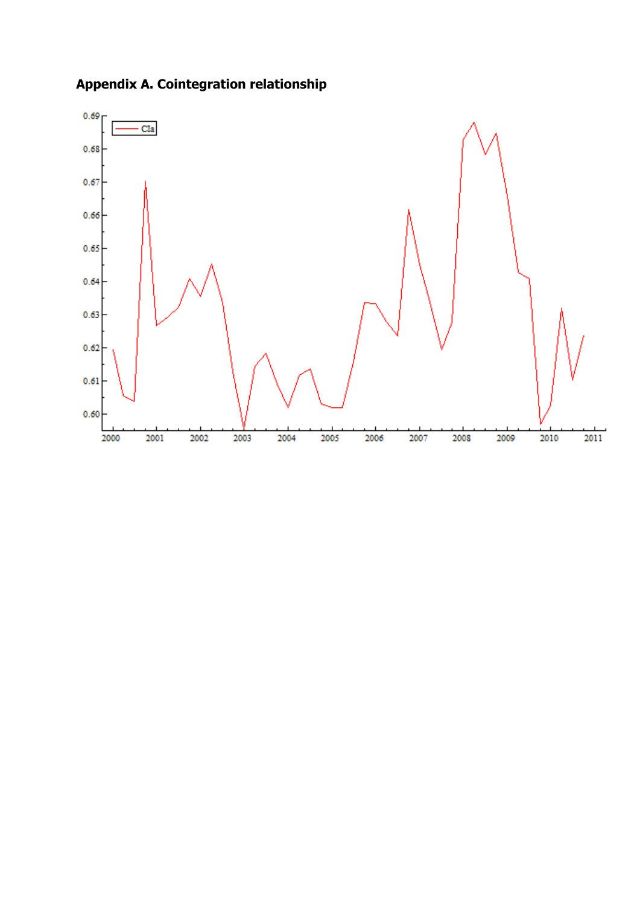## Appendix A. Cointegration relationship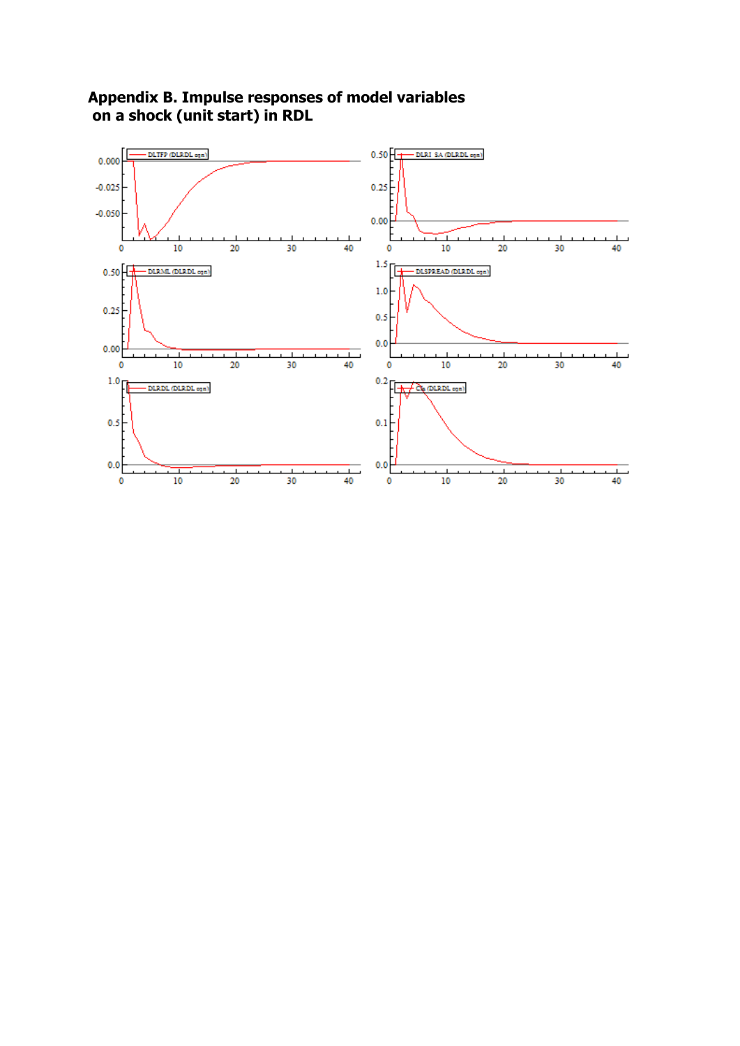# Appendix B. Impulse responses of model variables on a shock (unit start) in RDL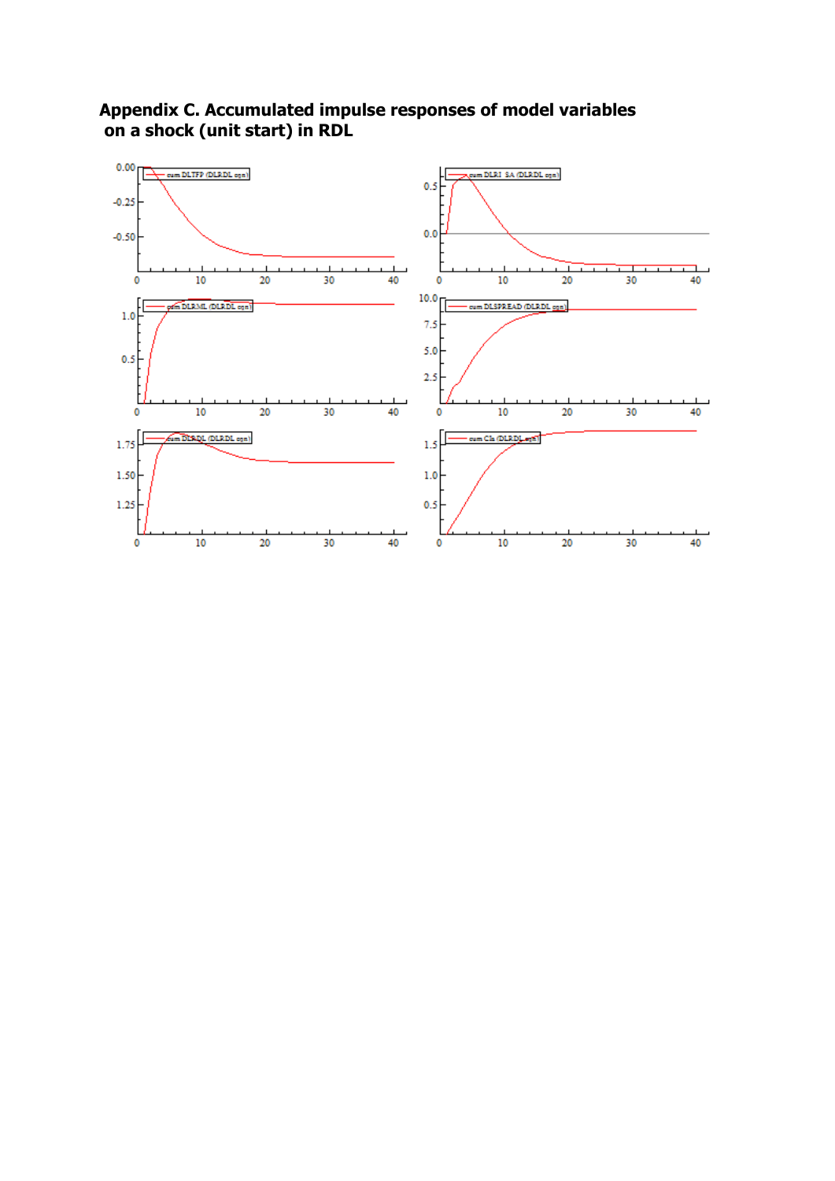## Appendix C. Accumulated impulse responses of model variables on a shock (unit start) in RDL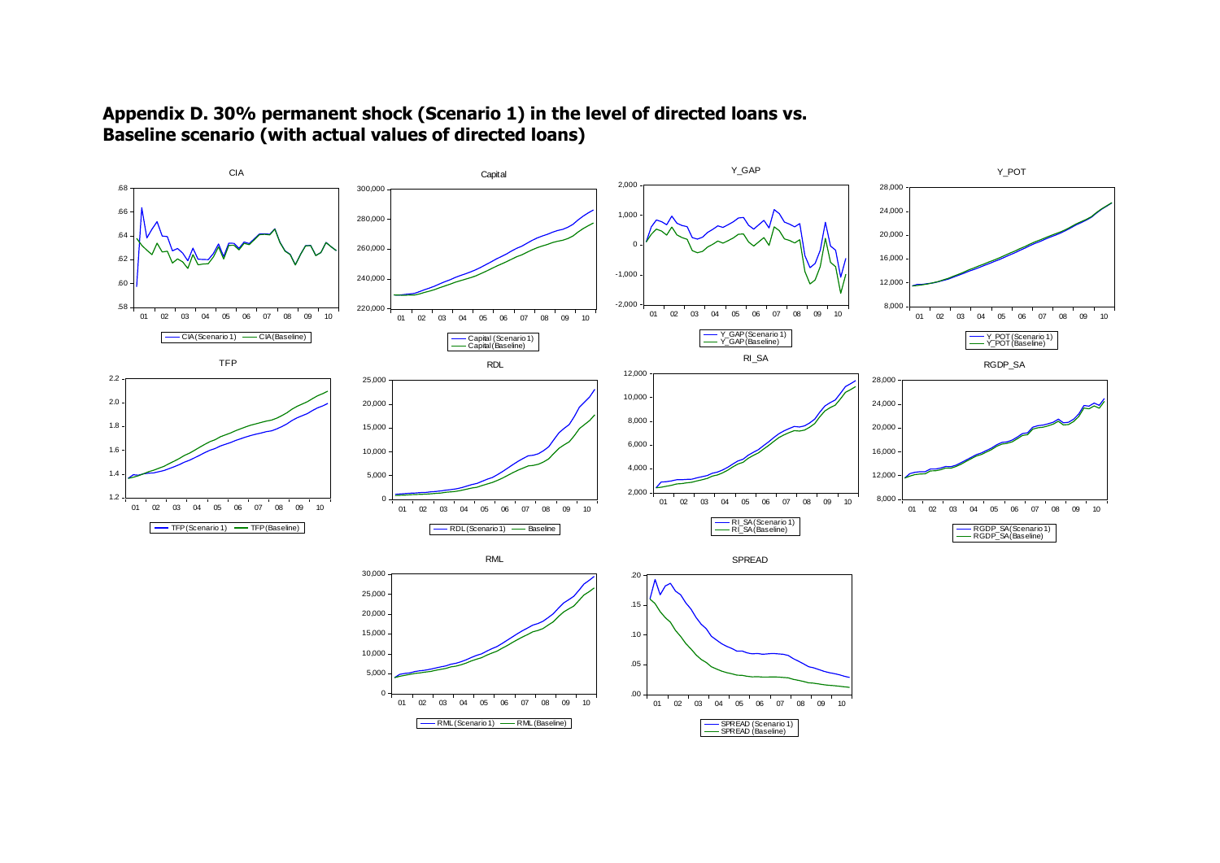## Appendix D. 30% permanent shock (Scenario 1) in the level of directed loans vs. Baseline scenario (with actual values of directed loans)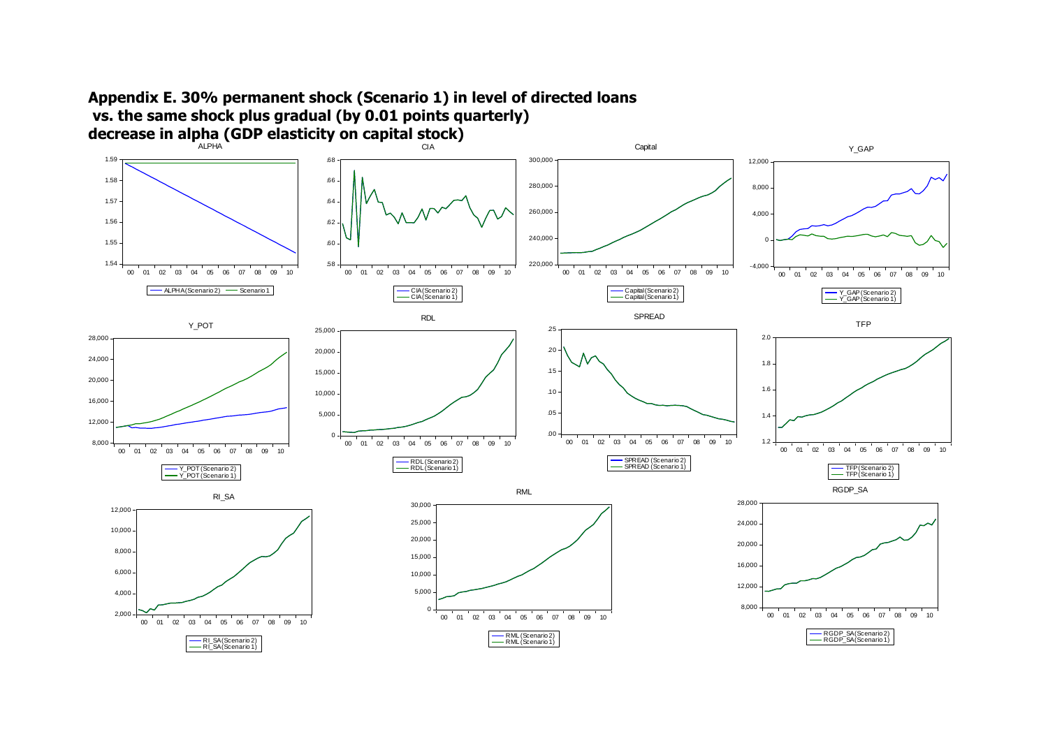# Appendix E. 30% permanent shock (Scenario 1) in level of directed loans vs. the same shock plus gradual (by 0.01 points quarterly) decrease in alpha (GDP elasticity on capital stock)

ALPHA

1.59
1.58
1.57
1.56
1.55
1.54

00 01 02 03 04 05 06 07 08 09 10

ALPHA (Scenario 2) Scenario 1

CIA

.68
.66
.64
.62
.60
.58

00 01 02 03 04 05 06 07 08 09 10

CIA (Scenario 2)
CIA (Scenario 1)

Capital

300,000
280,000
260,000
240,000
220,000

00 01 02 03 04 05 06 07 08 09 10

Capital (Scenario 2)
Capital (Scenario 1)

Y_GAP

12,000
8,000
4,000
0
-4,000

00 01 02 03 04 05 06 07 08 09 10

Y_GAP (Scenario 2)
Y_GAP (Scenario 1)

Y_POT

28,000
24,000
20,000
16,000
12,000
8,000

00 01 02 03 04 05 06 07 08 09 10

Y_POT (Scenario 2)
Y_POT (Scenario 1)

RDL

25,000
20,000
15,000
10,000
5,000
0

00 01 02 03 04 05 06 07 08 09 10

RDL (Scenario 2)
RDL (Scenario 1)

SPREAD

.25
.20
.15
.10
.05
.00

00 01 02 03 04 05 06 07 08 09 10

SPREAD (Scenario 2)
SPREAD (Scenario 1)

TFP

2.0
1.8
1.6
1.4
1.2

00 01 02 03 04 05 06 07 08 09 10

TFP (Scenario 2)
TFP (Scenario 1)

RI_SA

12,000
10,000
8,000
6,000
4,000
2,000

00 01 02 03 04 05 06 07 08 09 10

RI_SA (Scenario 2)
RI_SA (Scenario 1)

RML

30,000
25,000
20,000
15,000
10,000
5,000
0

00 01 02 03 04 05 06 07 08 09 10

RML (Scenario 2)
RML (Scenario 1)

RGDP_SA

28,000
24,000
20,000
16,000
12,000
8,000

00 01 02 03 04 05 06 07 08 09 10

RGDP_SA (Scenario 2)
RGDP_SA (Scenario 1)